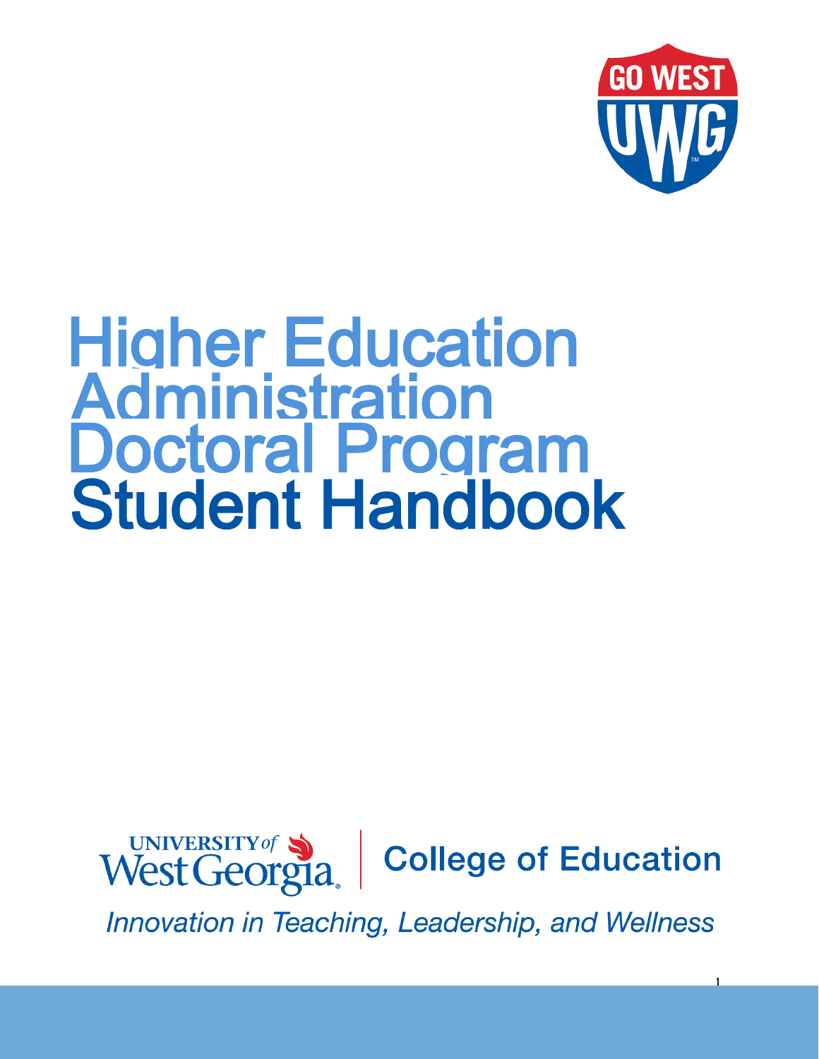GO WEST UWG

# Higher Education Administration Doctoral Program Student Handbook

UNIVERSITY of West Georgia | College of Education

*Innovation in Teaching, Leadership, and Wellness*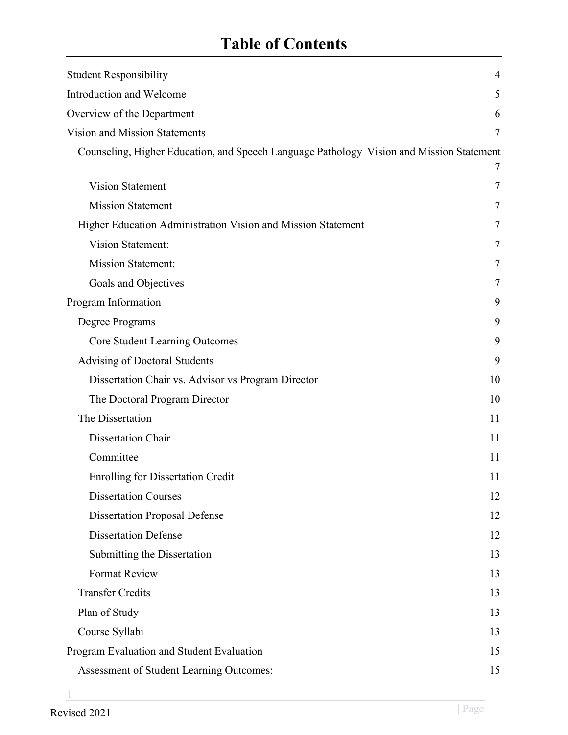# Table of Contents

- Student Responsibility 4
- Introduction and Welcome 5
- Overview of the Department 6
- Vision and Mission Statements 7
  - Counseling, Higher Education, and Speech Language Pathology Vision and Mission Statement 7
    - Vision Statement 7
    - Mission Statement 7
  - Higher Education Administration Vision and Mission Statement 7
    - Vision Statement: 7
    - Mission Statement: 7
    - Goals and Objectives 7
- Program Information 9
  - Degree Programs 9
    - Core Student Learning Outcomes 9
  - Advising of Doctoral Students 9
    - Dissertation Chair vs. Advisor vs Program Director 10
    - The Doctoral Program Director 10
  - The Dissertation 11
    - Dissertation Chair 11
    - Committee 11
    - Enrolling for Dissertation Credit 11
    - Dissertation Courses 12
    - Dissertation Proposal Defense 12
    - Dissertation Defense 12
    - Submitting the Dissertation 13
    - Format Review 13
  - Transfer Credits 13
  - Plan of Study 13
  - Course Syllabi 13
- Program Evaluation and Student Evaluation 15
  - Assessment of Student Learning Outcomes: 15

Revised 2021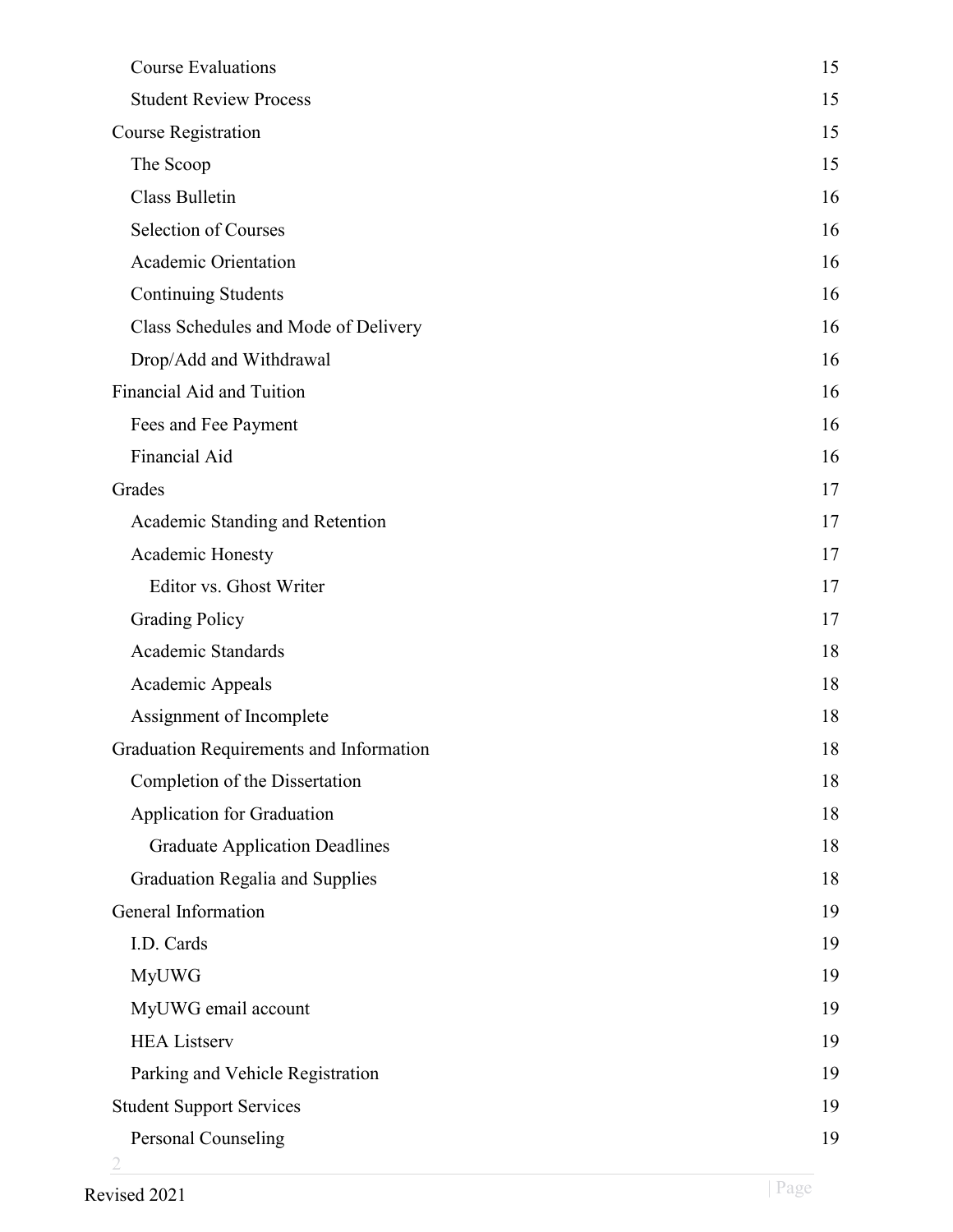- Course Evaluations 15
- Student Review Process 15
- Course Registration 15
  - The Scoop 15
  - Class Bulletin 16
  - Selection of Courses 16
  - Academic Orientation 16
  - Continuing Students 16
  - Class Schedules and Mode of Delivery 16
  - Drop/Add and Withdrawal 16
- Financial Aid and Tuition 16
  - Fees and Fee Payment 16
  - Financial Aid 16
- Grades 17
  - Academic Standing and Retention 17
  - Academic Honesty 17
    - Editor vs. Ghost Writer 17
  - Grading Policy 17
  - Academic Standards 18
  - Academic Appeals 18
  - Assignment of Incomplete 18
- Graduation Requirements and Information 18
  - Completion of the Dissertation 18
  - Application for Graduation 18
    - Graduate Application Deadlines 18
  - Graduation Regalia and Supplies 18
- General Information 19
  - I.D. Cards 19
  - MyUWG 19
  - MyUWG email account 19
  - HEA Listserv 19
  - Parking and Vehicle Registration 19
- Student Support Services 19
  - Personal Counseling 19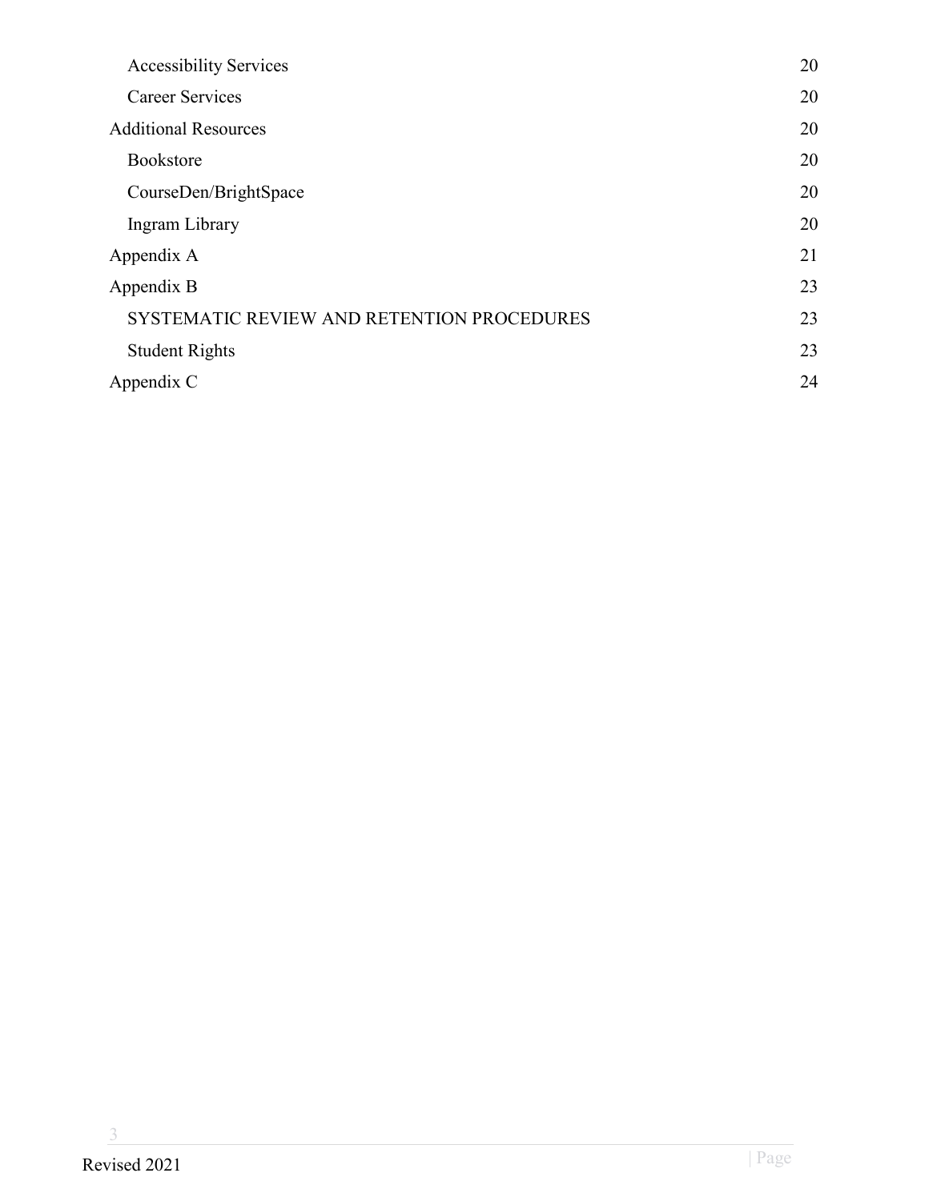| | |
|---|---|
| Accessibility Services | 20 |
| Career Services | 20 |
| Additional Resources | 20 |
| Bookstore | 20 |
| CourseDen/BrightSpace | 20 |
| Ingram Library | 20 |
| Appendix A | 21 |
| Appendix B | 23 |
| SYSTEMATIC REVIEW AND RETENTION PROCEDURES | 23 |
| Student Rights | 23 |
| Appendix C | 24 |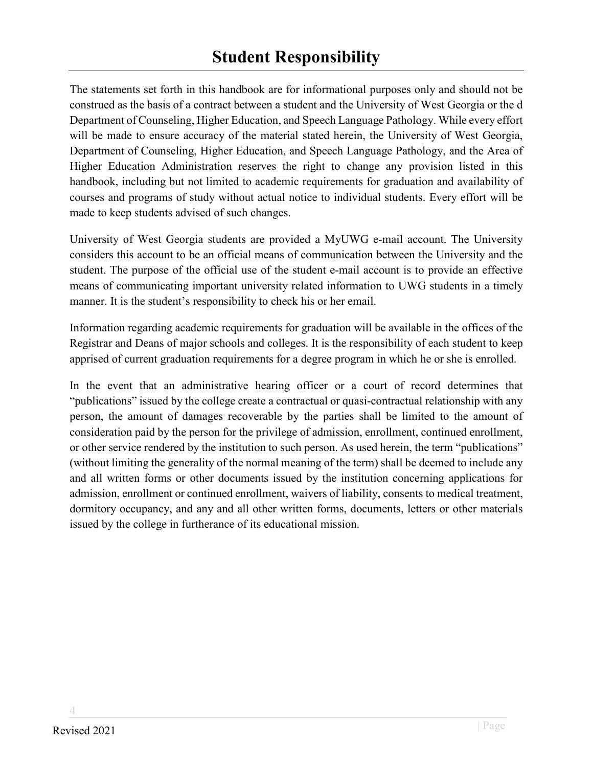# Student Responsibility

The statements set forth in this handbook are for informational purposes only and should not be construed as the basis of a contract between a student and the University of West Georgia or the d Department of Counseling, Higher Education, and Speech Language Pathology. While every effort will be made to ensure accuracy of the material stated herein, the University of West Georgia, Department of Counseling, Higher Education, and Speech Language Pathology, and the Area of Higher Education Administration reserves the right to change any provision listed in this handbook, including but not limited to academic requirements for graduation and availability of courses and programs of study without actual notice to individual students. Every effort will be made to keep students advised of such changes.

University of West Georgia students are provided a MyUWG e-mail account. The University considers this account to be an official means of communication between the University and the student. The purpose of the official use of the student e-mail account is to provide an effective means of communicating important university related information to UWG students in a timely manner. It is the student's responsibility to check his or her email.

Information regarding academic requirements for graduation will be available in the offices of the Registrar and Deans of major schools and colleges. It is the responsibility of each student to keep apprised of current graduation requirements for a degree program in which he or she is enrolled.

In the event that an administrative hearing officer or a court of record determines that "publications" issued by the college create a contractual or quasi-contractual relationship with any person, the amount of damages recoverable by the parties shall be limited to the amount of consideration paid by the person for the privilege of admission, enrollment, continued enrollment, or other service rendered by the institution to such person. As used herein, the term "publications" (without limiting the generality of the normal meaning of the term) shall be deemed to include any and all written forms or other documents issued by the institution concerning applications for admission, enrollment or continued enrollment, waivers of liability, consents to medical treatment, dormitory occupancy, and any and all other written forms, documents, letters or other materials issued by the college in furtherance of its educational mission.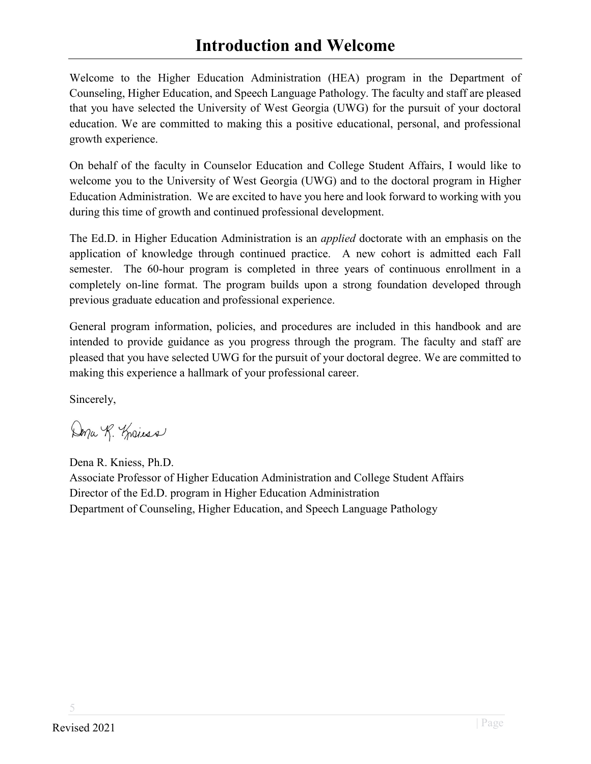# Introduction and Welcome

Welcome to the Higher Education Administration (HEA) program in the Department of Counseling, Higher Education, and Speech Language Pathology. The faculty and staff are pleased that you have selected the University of West Georgia (UWG) for the pursuit of your doctoral education. We are committed to making this a positive educational, personal, and professional growth experience.

On behalf of the faculty in Counselor Education and College Student Affairs, I would like to welcome you to the University of West Georgia (UWG) and to the doctoral program in Higher Education Administration. We are excited to have you here and look forward to working with you during this time of growth and continued professional development.

The Ed.D. in Higher Education Administration is an *applied* doctorate with an emphasis on the application of knowledge through continued practice. A new cohort is admitted each Fall semester. The 60-hour program is completed in three years of continuous enrollment in a completely on-line format. The program builds upon a strong foundation developed through previous graduate education and professional experience.

General program information, policies, and procedures are included in this handbook and are intended to provide guidance as you progress through the program. The faculty and staff are pleased that you have selected UWG for the pursuit of your doctoral degree. We are committed to making this experience a hallmark of your professional career.

Sincerely,

Dena R. Kniess, Ph.D.
Associate Professor of Higher Education Administration and College Student Affairs
Director of the Ed.D. program in Higher Education Administration
Department of Counseling, Higher Education, and Speech Language Pathology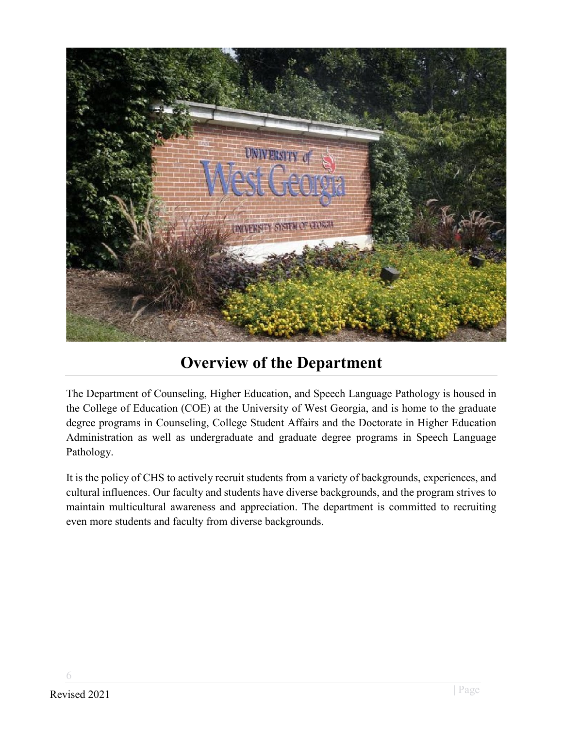# Overview of the Department

The Department of Counseling, Higher Education, and Speech Language Pathology is housed in the College of Education (COE) at the University of West Georgia, and is home to the graduate degree programs in Counseling, College Student Affairs and the Doctorate in Higher Education Administration as well as undergraduate and graduate degree programs in Speech Language Pathology.

It is the policy of CHS to actively recruit students from a variety of backgrounds, experiences, and cultural influences. Our faculty and students have diverse backgrounds, and the program strives to maintain multicultural awareness and appreciation. The department is committed to recruiting even more students and faculty from diverse backgrounds.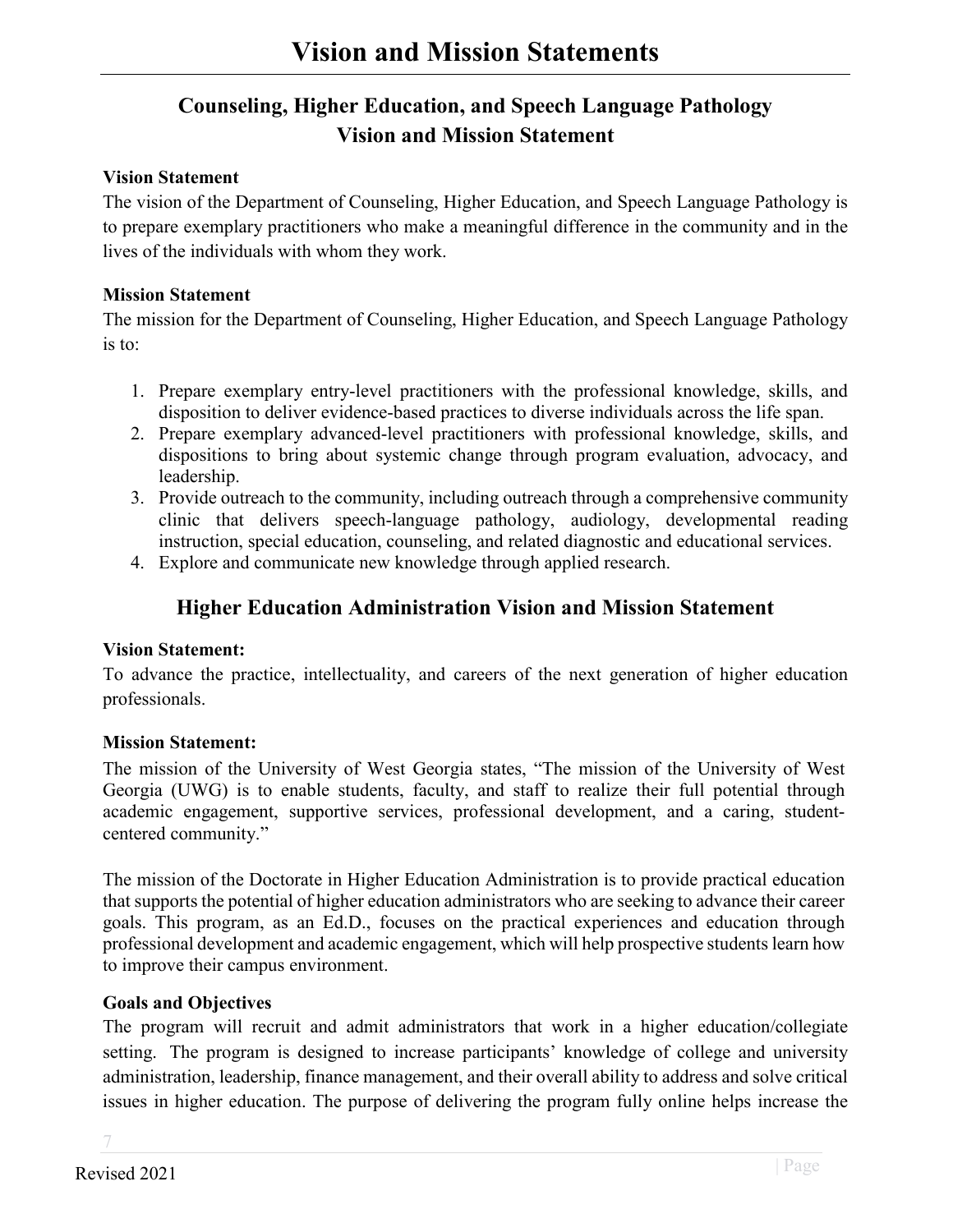# Vision and Mission Statements

## Counseling, Higher Education, and Speech Language Pathology Vision and Mission Statement

**Vision Statement**

The vision of the Department of Counseling, Higher Education, and Speech Language Pathology is to prepare exemplary practitioners who make a meaningful difference in the community and in the lives of the individuals with whom they work.

**Mission Statement**

The mission for the Department of Counseling, Higher Education, and Speech Language Pathology is to:

1. Prepare exemplary entry-level practitioners with the professional knowledge, skills, and disposition to deliver evidence-based practices to diverse individuals across the life span.
2. Prepare exemplary advanced-level practitioners with professional knowledge, skills, and dispositions to bring about systemic change through program evaluation, advocacy, and leadership.
3. Provide outreach to the community, including outreach through a comprehensive community clinic that delivers speech-language pathology, audiology, developmental reading instruction, special education, counseling, and related diagnostic and educational services.
4. Explore and communicate new knowledge through applied research.

## Higher Education Administration Vision and Mission Statement

**Vision Statement:**

To advance the practice, intellectuality, and careers of the next generation of higher education professionals.

**Mission Statement:**

The mission of the University of West Georgia states, "The mission of the University of West Georgia (UWG) is to enable students, faculty, and staff to realize their full potential through academic engagement, supportive services, professional development, and a caring, student-centered community."

The mission of the Doctorate in Higher Education Administration is to provide practical education that supports the potential of higher education administrators who are seeking to advance their career goals. This program, as an Ed.D., focuses on the practical experiences and education through professional development and academic engagement, which will help prospective students learn how to improve their campus environment.

**Goals and Objectives**

The program will recruit and admit administrators that work in a higher education/collegiate setting. The program is designed to increase participants' knowledge of college and university administration, leadership, finance management, and their overall ability to address and solve critical issues in higher education. The purpose of delivering the program fully online helps increase the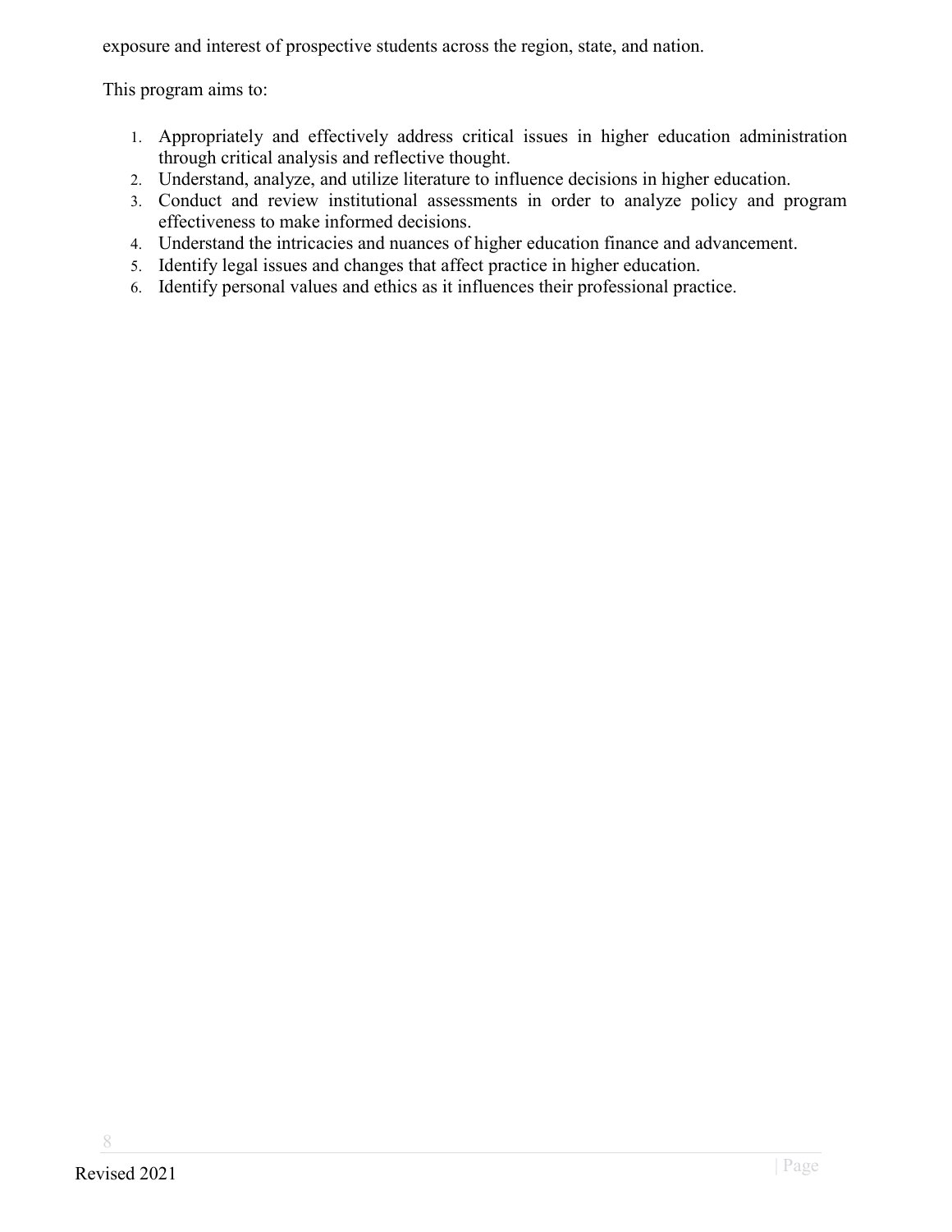exposure and interest of prospective students across the region, state, and nation.

This program aims to:

1. Appropriately and effectively address critical issues in higher education administration through critical analysis and reflective thought.
2. Understand, analyze, and utilize literature to influence decisions in higher education.
3. Conduct and review institutional assessments in order to analyze policy and program effectiveness to make informed decisions.
4. Understand the intricacies and nuances of higher education finance and advancement.
5. Identify legal issues and changes that affect practice in higher education.
6. Identify personal values and ethics as it influences their professional practice.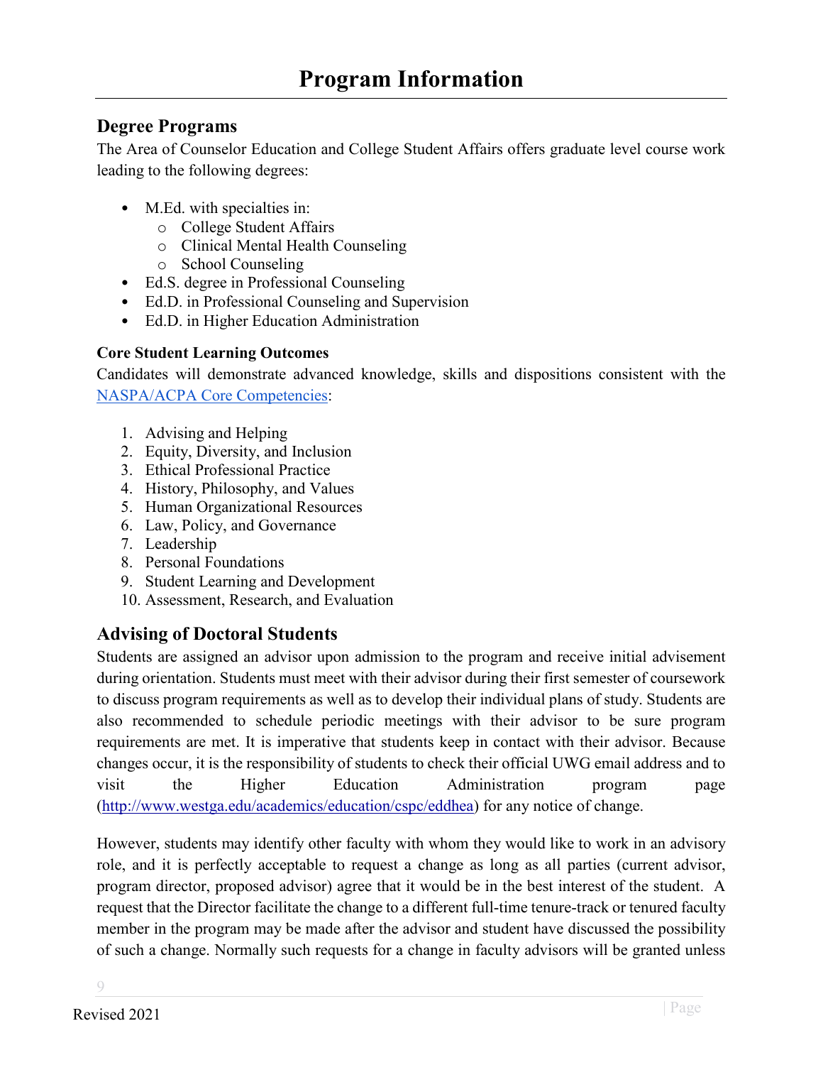# Program Information

## Degree Programs

The Area of Counselor Education and College Student Affairs offers graduate level course work leading to the following degrees:

- M.Ed. with specialties in:
  - College Student Affairs
  - Clinical Mental Health Counseling
  - School Counseling
- Ed.S. degree in Professional Counseling
- Ed.D. in Professional Counseling and Supervision
- Ed.D. in Higher Education Administration

### Core Student Learning Outcomes

Candidates will demonstrate advanced knowledge, skills and dispositions consistent with the [NASPA/ACPA Core Competencies](NASPA/ACPA Core Competencies):

1. Advising and Helping
2. Equity, Diversity, and Inclusion
3. Ethical Professional Practice
4. History, Philosophy, and Values
5. Human Organizational Resources
6. Law, Policy, and Governance
7. Leadership
8. Personal Foundations
9. Student Learning and Development
10. Assessment, Research, and Evaluation

## Advising of Doctoral Students

Students are assigned an advisor upon admission to the program and receive initial advisement during orientation. Students must meet with their advisor during their first semester of coursework to discuss program requirements as well as to develop their individual plans of study. Students are also recommended to schedule periodic meetings with their advisor to be sure program requirements are met. It is imperative that students keep in contact with their advisor. Because changes occur, it is the responsibility of students to check their official UWG email address and to visit the Higher Education Administration program page (http://www.westga.edu/academics/education/cspc/eddhea) for any notice of change.

However, students may identify other faculty with whom they would like to work in an advisory role, and it is perfectly acceptable to request a change as long as all parties (current advisor, program director, proposed advisor) agree that it would be in the best interest of the student. A request that the Director facilitate the change to a different full-time tenure-track or tenured faculty member in the program may be made after the advisor and student have discussed the possibility of such a change. Normally such requests for a change in faculty advisors will be granted unless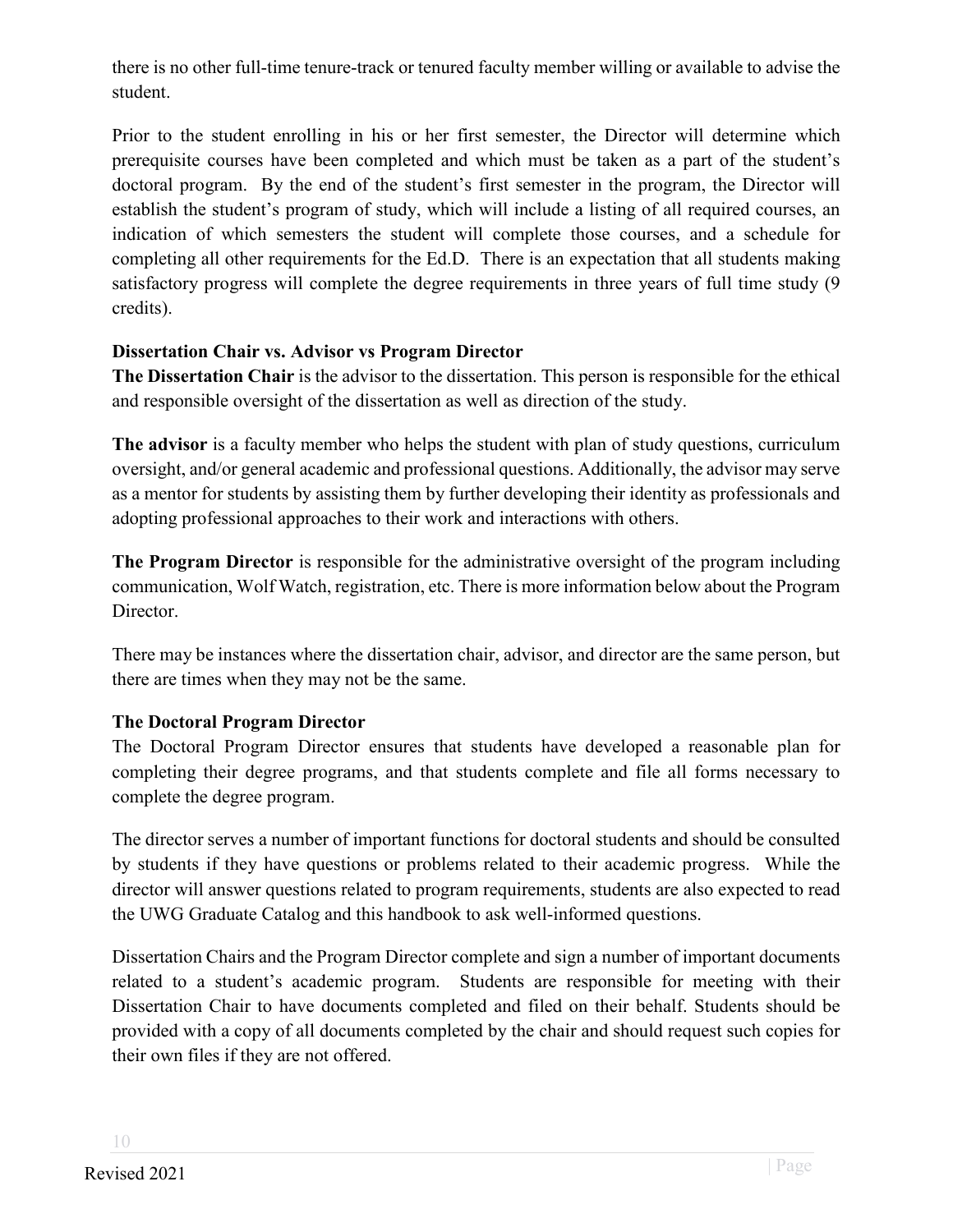there is no other full-time tenure-track or tenured faculty member willing or available to advise the student.

Prior to the student enrolling in his or her first semester, the Director will determine which prerequisite courses have been completed and which must be taken as a part of the student's doctoral program. By the end of the student's first semester in the program, the Director will establish the student's program of study, which will include a listing of all required courses, an indication of which semesters the student will complete those courses, and a schedule for completing all other requirements for the Ed.D. There is an expectation that all students making satisfactory progress will complete the degree requirements in three years of full time study (9 credits).

**Dissertation Chair vs. Advisor vs Program Director**

**The Dissertation Chair** is the advisor to the dissertation. This person is responsible for the ethical and responsible oversight of the dissertation as well as direction of the study.

**The advisor** is a faculty member who helps the student with plan of study questions, curriculum oversight, and/or general academic and professional questions. Additionally, the advisor may serve as a mentor for students by assisting them by further developing their identity as professionals and adopting professional approaches to their work and interactions with others.

**The Program Director** is responsible for the administrative oversight of the program including communication, Wolf Watch, registration, etc. There is more information below about the Program Director.

There may be instances where the dissertation chair, advisor, and director are the same person, but there are times when they may not be the same.

**The Doctoral Program Director**

The Doctoral Program Director ensures that students have developed a reasonable plan for completing their degree programs, and that students complete and file all forms necessary to complete the degree program.

The director serves a number of important functions for doctoral students and should be consulted by students if they have questions or problems related to their academic progress. While the director will answer questions related to program requirements, students are also expected to read the UWG Graduate Catalog and this handbook to ask well-informed questions.

Dissertation Chairs and the Program Director complete and sign a number of important documents related to a student's academic program. Students are responsible for meeting with their Dissertation Chair to have documents completed and filed on their behalf. Students should be provided with a copy of all documents completed by the chair and should request such copies for their own files if they are not offered.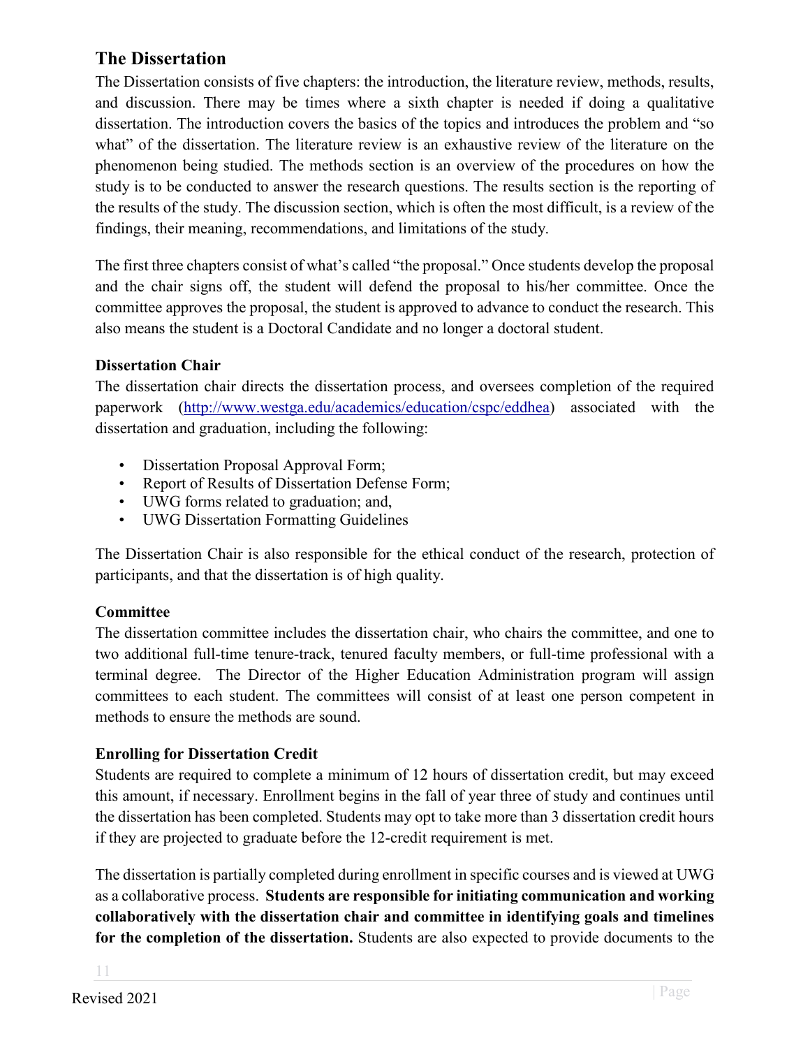## The Dissertation

The Dissertation consists of five chapters: the introduction, the literature review, methods, results, and discussion. There may be times where a sixth chapter is needed if doing a qualitative dissertation. The introduction covers the basics of the topics and introduces the problem and "so what" of the dissertation. The literature review is an exhaustive review of the literature on the phenomenon being studied. The methods section is an overview of the procedures on how the study is to be conducted to answer the research questions. The results section is the reporting of the results of the study. The discussion section, which is often the most difficult, is a review of the findings, their meaning, recommendations, and limitations of the study.

The first three chapters consist of what's called "the proposal." Once students develop the proposal and the chair signs off, the student will defend the proposal to his/her committee. Once the committee approves the proposal, the student is approved to advance to conduct the research. This also means the student is a Doctoral Candidate and no longer a doctoral student.

### Dissertation Chair

The dissertation chair directs the dissertation process, and oversees completion of the required paperwork (http://www.westga.edu/academics/education/cspc/eddhea) associated with the dissertation and graduation, including the following:

- Dissertation Proposal Approval Form;
- Report of Results of Dissertation Defense Form;
- UWG forms related to graduation; and,
- UWG Dissertation Formatting Guidelines

The Dissertation Chair is also responsible for the ethical conduct of the research, protection of participants, and that the dissertation is of high quality.

### Committee

The dissertation committee includes the dissertation chair, who chairs the committee, and one to two additional full-time tenure-track, tenured faculty members, or full-time professional with a terminal degree. The Director of the Higher Education Administration program will assign committees to each student. The committees will consist of at least one person competent in methods to ensure the methods are sound.

### Enrolling for Dissertation Credit

Students are required to complete a minimum of 12 hours of dissertation credit, but may exceed this amount, if necessary. Enrollment begins in the fall of year three of study and continues until the dissertation has been completed. Students may opt to take more than 3 dissertation credit hours if they are projected to graduate before the 12-credit requirement is met.

The dissertation is partially completed during enrollment in specific courses and is viewed at UWG as a collaborative process. **Students are responsible for initiating communication and working collaboratively with the dissertation chair and committee in identifying goals and timelines for the completion of the dissertation.** Students are also expected to provide documents to the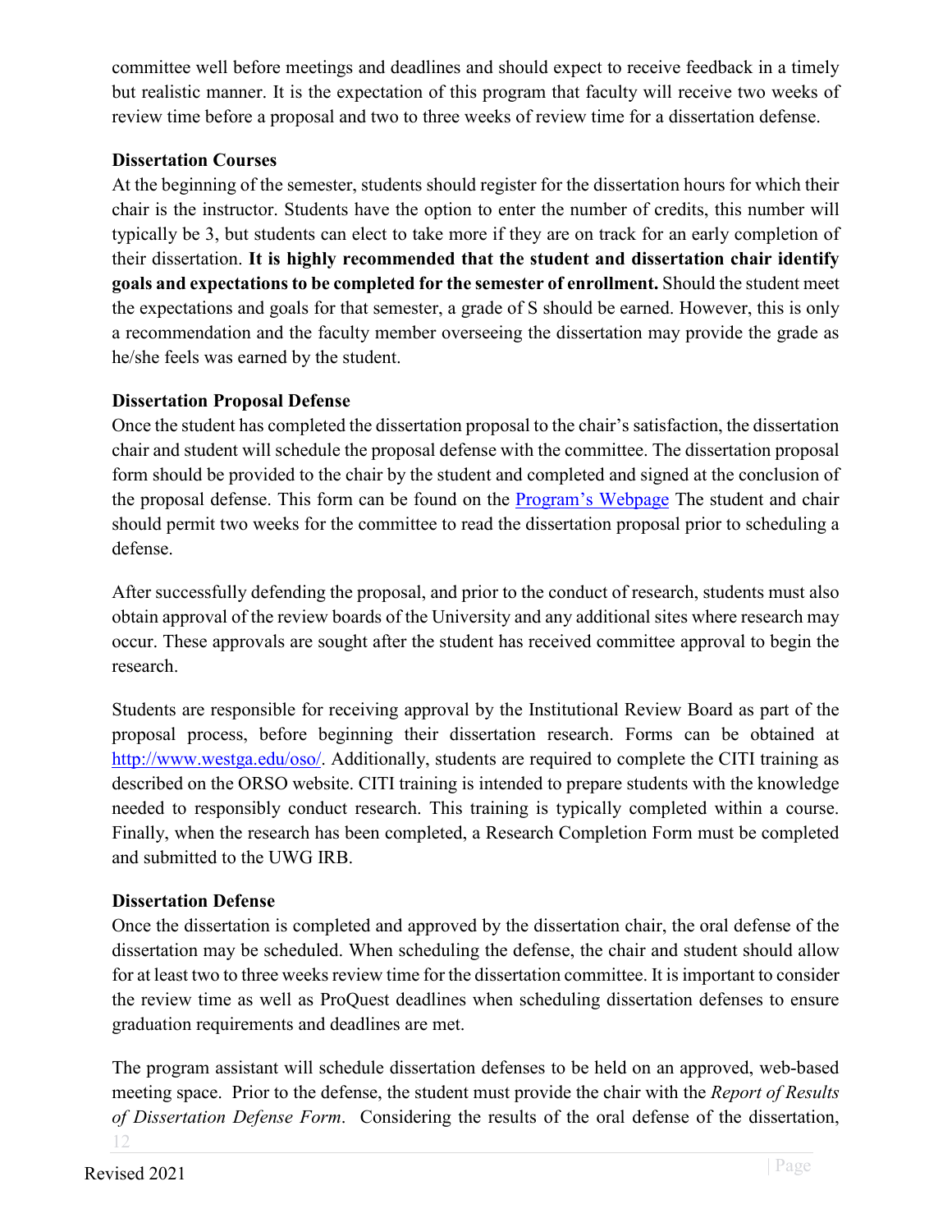committee well before meetings and deadlines and should expect to receive feedback in a timely but realistic manner. It is the expectation of this program that faculty will receive two weeks of review time before a proposal and two to three weeks of review time for a dissertation defense.

**Dissertation Courses**

At the beginning of the semester, students should register for the dissertation hours for which their chair is the instructor. Students have the option to enter the number of credits, this number will typically be 3, but students can elect to take more if they are on track for an early completion of their dissertation. **It is highly recommended that the student and dissertation chair identify goals and expectations to be completed for the semester of enrollment.** Should the student meet the expectations and goals for that semester, a grade of S should be earned. However, this is only a recommendation and the faculty member overseeing the dissertation may provide the grade as he/she feels was earned by the student.

**Dissertation Proposal Defense**

Once the student has completed the dissertation proposal to the chair's satisfaction, the dissertation chair and student will schedule the proposal defense with the committee. The dissertation proposal form should be provided to the chair by the student and completed and signed at the conclusion of the proposal defense. This form can be found on the [Program's Webpage](#) The student and chair should permit two weeks for the committee to read the dissertation proposal prior to scheduling a defense.

After successfully defending the proposal, and prior to the conduct of research, students must also obtain approval of the review boards of the University and any additional sites where research may occur. These approvals are sought after the student has received committee approval to begin the research.

Students are responsible for receiving approval by the Institutional Review Board as part of the proposal process, before beginning their dissertation research. Forms can be obtained at [http://www.westga.edu/oso/](http://www.westga.edu/oso/). Additionally, students are required to complete the CITI training as described on the ORSO website. CITI training is intended to prepare students with the knowledge needed to responsibly conduct research. This training is typically completed within a course. Finally, when the research has been completed, a Research Completion Form must be completed and submitted to the UWG IRB.

**Dissertation Defense**

Once the dissertation is completed and approved by the dissertation chair, the oral defense of the dissertation may be scheduled. When scheduling the defense, the chair and student should allow for at least two to three weeks review time for the dissertation committee. It is important to consider the review time as well as ProQuest deadlines when scheduling dissertation defenses to ensure graduation requirements and deadlines are met.

The program assistant will schedule dissertation defenses to be held on an approved, web-based meeting space. Prior to the defense, the student must provide the chair with the *Report of Results of Dissertation Defense Form*. Considering the results of the oral defense of the dissertation,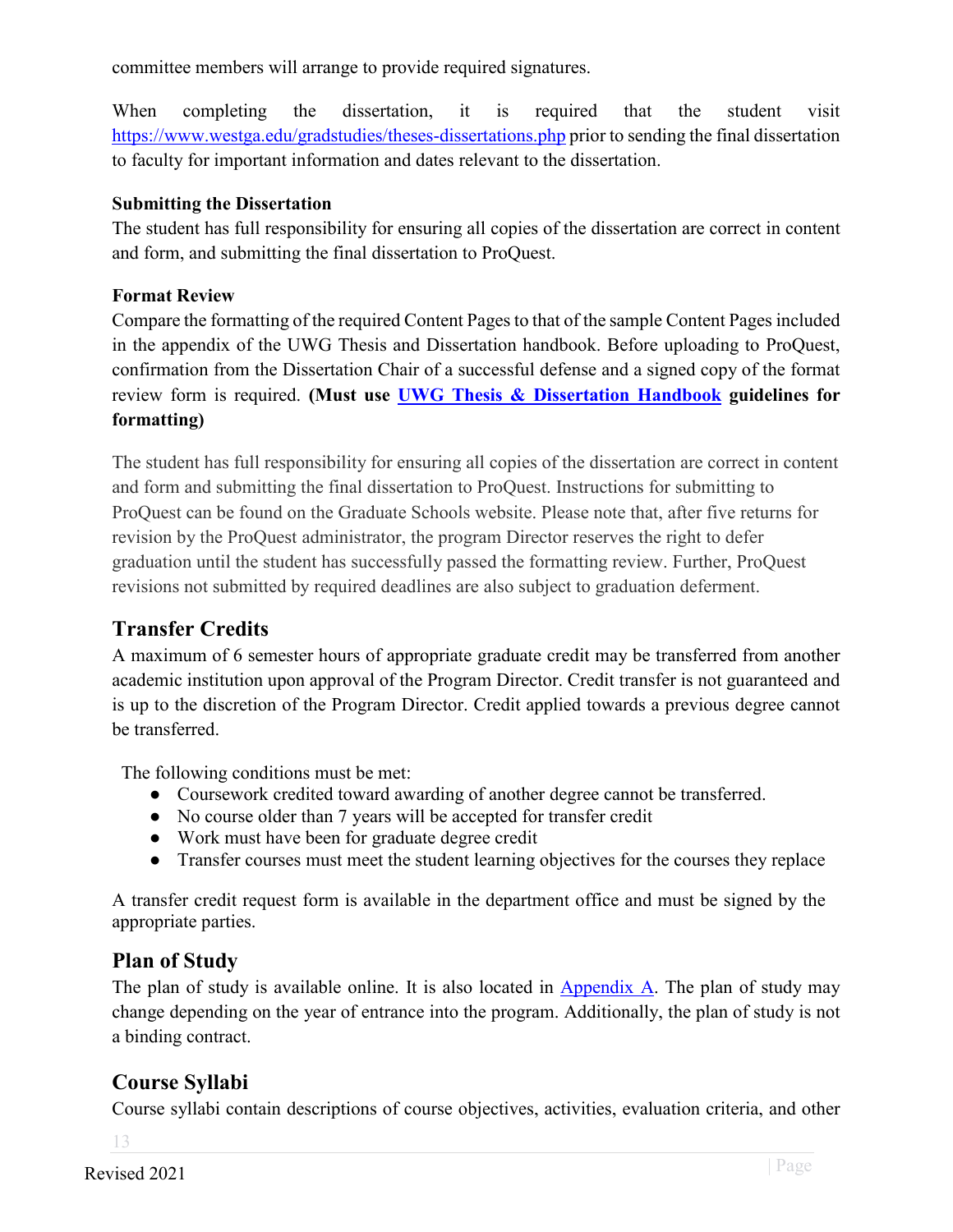committee members will arrange to provide required signatures.

When completing the dissertation, it is required that the student visit https://www.westga.edu/gradstudies/theses-dissertations.php prior to sending the final dissertation to faculty for important information and dates relevant to the dissertation.

**Submitting the Dissertation**

The student has full responsibility for ensuring all copies of the dissertation are correct in content and form, and submitting the final dissertation to ProQuest.

**Format Review**

Compare the formatting of the required Content Pages to that of the sample Content Pages included in the appendix of the UWG Thesis and Dissertation handbook. Before uploading to ProQuest, confirmation from the Dissertation Chair of a successful defense and a signed copy of the format review form is required. **(Must use UWG Thesis & Dissertation Handbook guidelines for formatting)**

The student has full responsibility for ensuring all copies of the dissertation are correct in content and form and submitting the final dissertation to ProQuest. Instructions for submitting to ProQuest can be found on the Graduate Schools website. Please note that, after five returns for revision by the ProQuest administrator, the program Director reserves the right to defer graduation until the student has successfully passed the formatting review. Further, ProQuest revisions not submitted by required deadlines are also subject to graduation deferment.

## Transfer Credits

A maximum of 6 semester hours of appropriate graduate credit may be transferred from another academic institution upon approval of the Program Director. Credit transfer is not guaranteed and is up to the discretion of the Program Director. Credit applied towards a previous degree cannot be transferred.

The following conditions must be met:

- Coursework credited toward awarding of another degree cannot be transferred.
- No course older than 7 years will be accepted for transfer credit
- Work must have been for graduate degree credit
- Transfer courses must meet the student learning objectives for the courses they replace

A transfer credit request form is available in the department office and must be signed by the appropriate parties.

## Plan of Study

The plan of study is available online. It is also located in Appendix A. The plan of study may change depending on the year of entrance into the program. Additionally, the plan of study is not a binding contract.

## Course Syllabi

Course syllabi contain descriptions of course objectives, activities, evaluation criteria, and other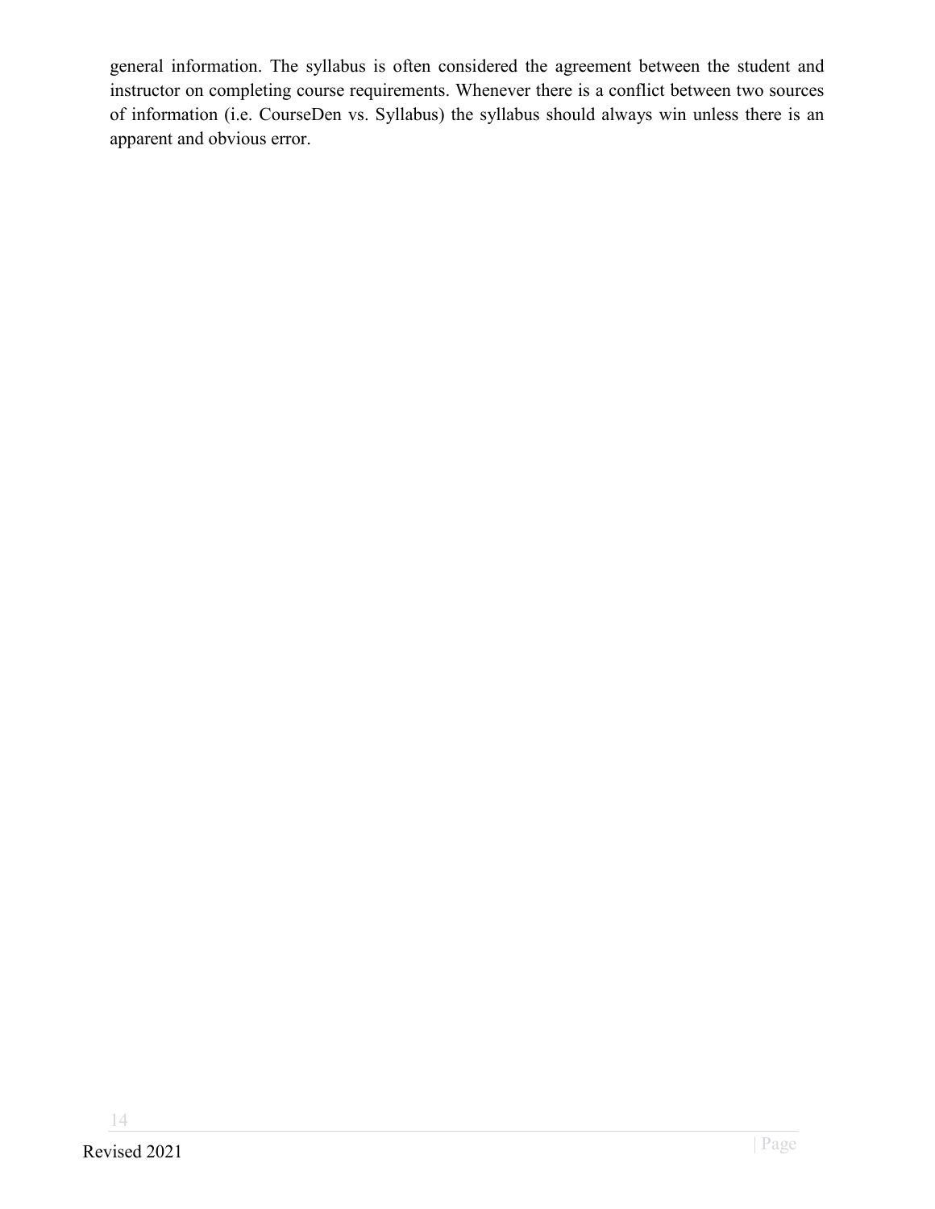general information. The syllabus is often considered the agreement between the student and instructor on completing course requirements. Whenever there is a conflict between two sources of information (i.e. CourseDen vs. Syllabus) the syllabus should always win unless there is an apparent and obvious error.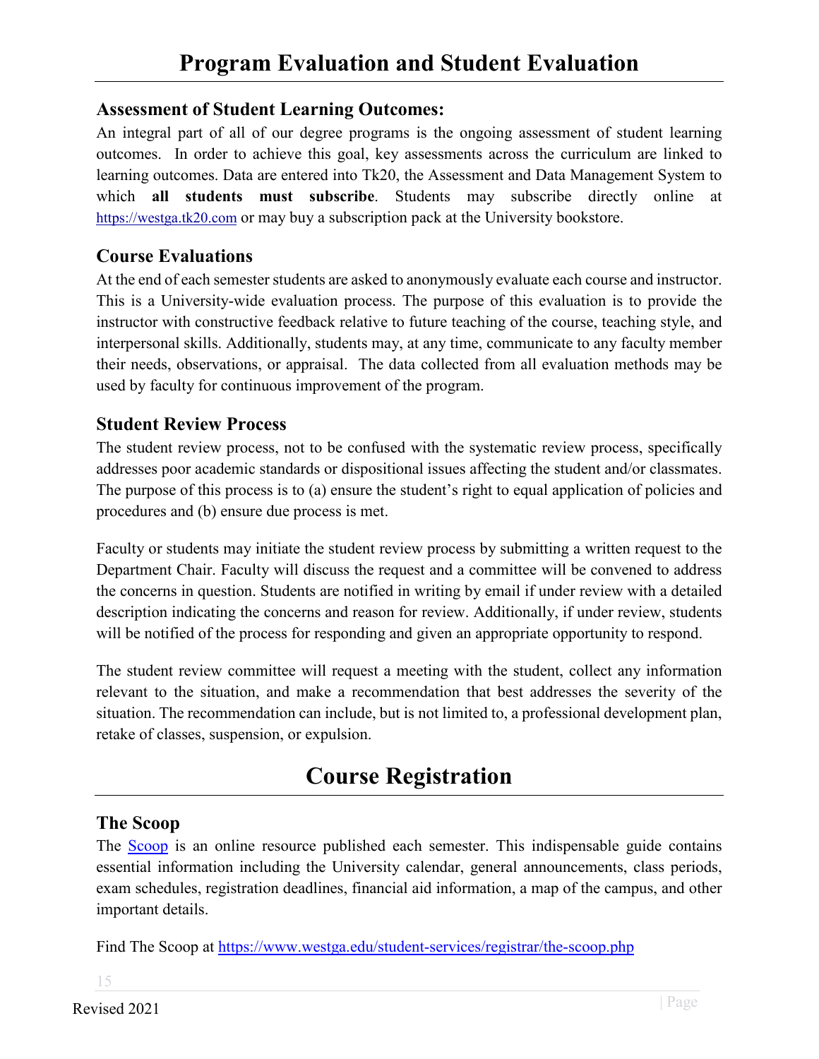# Program Evaluation and Student Evaluation

## Assessment of Student Learning Outcomes:

An integral part of all of our degree programs is the ongoing assessment of student learning outcomes. In order to achieve this goal, key assessments across the curriculum are linked to learning outcomes. Data are entered into Tk20, the Assessment and Data Management System to which **all students must subscribe**. Students may subscribe directly online at https://westga.tk20.com or may buy a subscription pack at the University bookstore.

## Course Evaluations

At the end of each semester students are asked to anonymously evaluate each course and instructor. This is a University-wide evaluation process. The purpose of this evaluation is to provide the instructor with constructive feedback relative to future teaching of the course, teaching style, and interpersonal skills. Additionally, students may, at any time, communicate to any faculty member their needs, observations, or appraisal. The data collected from all evaluation methods may be used by faculty for continuous improvement of the program.

## Student Review Process

The student review process, not to be confused with the systematic review process, specifically addresses poor academic standards or dispositional issues affecting the student and/or classmates. The purpose of this process is to (a) ensure the student's right to equal application of policies and procedures and (b) ensure due process is met.

Faculty or students may initiate the student review process by submitting a written request to the Department Chair. Faculty will discuss the request and a committee will be convened to address the concerns in question. Students are notified in writing by email if under review with a detailed description indicating the concerns and reason for review. Additionally, if under review, students will be notified of the process for responding and given an appropriate opportunity to respond.

The student review committee will request a meeting with the student, collect any information relevant to the situation, and make a recommendation that best addresses the severity of the situation. The recommendation can include, but is not limited to, a professional development plan, retake of classes, suspension, or expulsion.

# Course Registration

## The Scoop

The Scoop is an online resource published each semester. This indispensable guide contains essential information including the University calendar, general announcements, class periods, exam schedules, registration deadlines, financial aid information, a map of the campus, and other important details.

Find The Scoop at https://www.westga.edu/student-services/registrar/the-scoop.php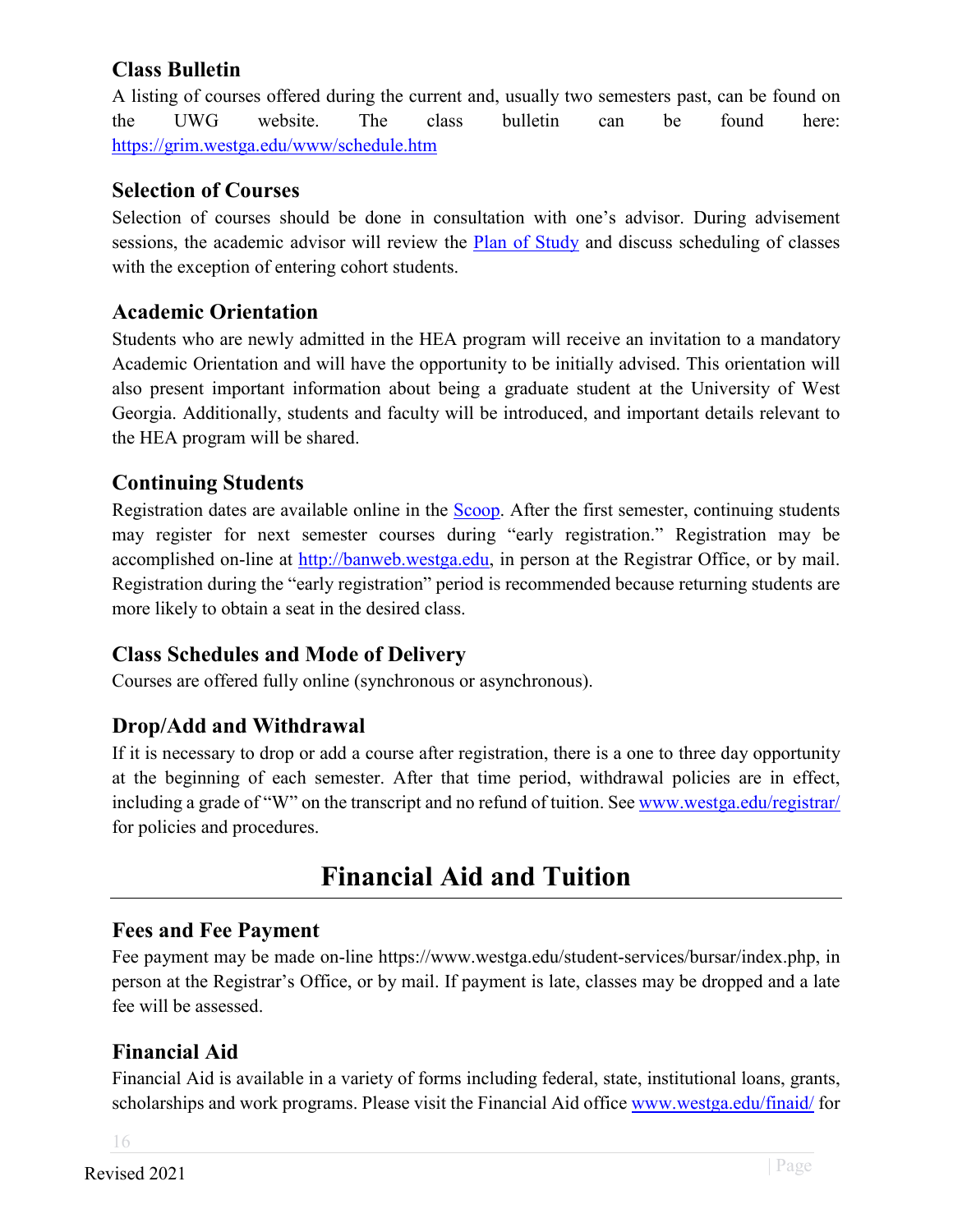### Class Bulletin

A listing of courses offered during the current and, usually two semesters past, can be found on the UWG website. The class bulletin can be found here: [https://grim.westga.edu/www/schedule.htm](https://grim.westga.edu/www/schedule.htm)

### Selection of Courses

Selection of courses should be done in consultation with one's advisor. During advisement sessions, the academic advisor will review the [Plan of Study](#) and discuss scheduling of classes with the exception of entering cohort students.

### Academic Orientation

Students who are newly admitted in the HEA program will receive an invitation to a mandatory Academic Orientation and will have the opportunity to be initially advised. This orientation will also present important information about being a graduate student at the University of West Georgia. Additionally, students and faculty will be introduced, and important details relevant to the HEA program will be shared.

### Continuing Students

Registration dates are available online in the [Scoop](#). After the first semester, continuing students may register for next semester courses during "early registration." Registration may be accomplished on-line at [http://banweb.westga.edu](http://banweb.westga.edu), in person at the Registrar Office, or by mail. Registration during the "early registration" period is recommended because returning students are more likely to obtain a seat in the desired class.

### Class Schedules and Mode of Delivery

Courses are offered fully online (synchronous or asynchronous).

### Drop/Add and Withdrawal

If it is necessary to drop or add a course after registration, there is a one to three day opportunity at the beginning of each semester. After that time period, withdrawal policies are in effect, including a grade of "W" on the transcript and no refund of tuition. See [www.westga.edu/registrar/](http://www.westga.edu/registrar/) for policies and procedures.

## Financial Aid and Tuition

### Fees and Fee Payment

Fee payment may be made on-line https://www.westga.edu/student-services/bursar/index.php, in person at the Registrar's Office, or by mail. If payment is late, classes may be dropped and a late fee will be assessed.

### Financial Aid

Financial Aid is available in a variety of forms including federal, state, institutional loans, grants, scholarships and work programs. Please visit the Financial Aid office [www.westga.edu/finaid/](http://www.westga.edu/finaid/) for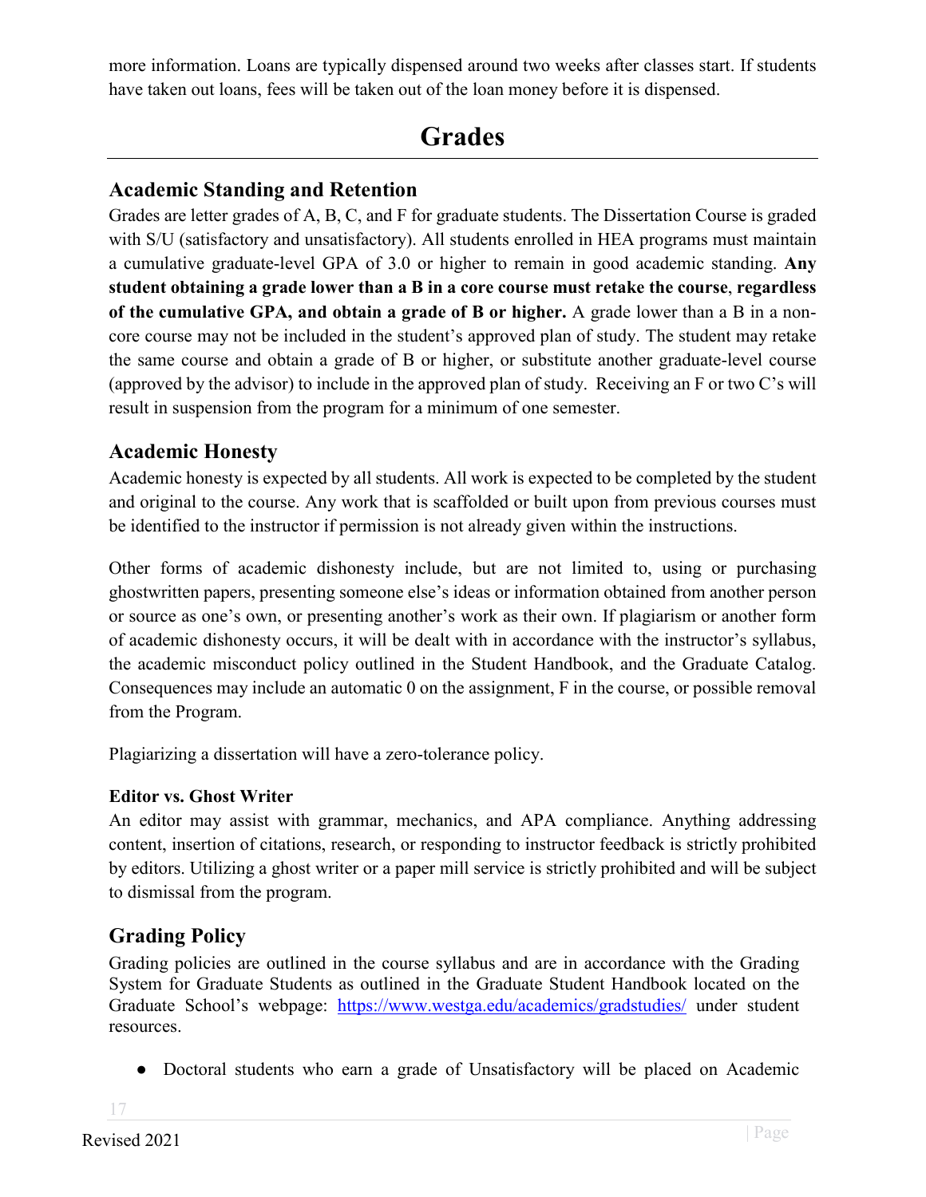more information. Loans are typically dispensed around two weeks after classes start. If students have taken out loans, fees will be taken out of the loan money before it is dispensed.

# Grades

## Academic Standing and Retention

Grades are letter grades of A, B, C, and F for graduate students. The Dissertation Course is graded with S/U (satisfactory and unsatisfactory). All students enrolled in HEA programs must maintain a cumulative graduate-level GPA of 3.0 or higher to remain in good academic standing. **Any student obtaining a grade lower than a B in a core course must retake the course**, **regardless of the cumulative GPA, and obtain a grade of B or higher.** A grade lower than a B in a non-core course may not be included in the student's approved plan of study. The student may retake the same course and obtain a grade of B or higher, or substitute another graduate-level course (approved by the advisor) to include in the approved plan of study. Receiving an F or two C's will result in suspension from the program for a minimum of one semester.

## Academic Honesty

Academic honesty is expected by all students. All work is expected to be completed by the student and original to the course. Any work that is scaffolded or built upon from previous courses must be identified to the instructor if permission is not already given within the instructions.

Other forms of academic dishonesty include, but are not limited to, using or purchasing ghostwritten papers, presenting someone else's ideas or information obtained from another person or source as one's own, or presenting another's work as their own. If plagiarism or another form of academic dishonesty occurs, it will be dealt with in accordance with the instructor's syllabus, the academic misconduct policy outlined in the Student Handbook, and the Graduate Catalog. Consequences may include an automatic 0 on the assignment, F in the course, or possible removal from the Program.

Plagiarizing a dissertation will have a zero-tolerance policy.

### Editor vs. Ghost Writer

An editor may assist with grammar, mechanics, and APA compliance. Anything addressing content, insertion of citations, research, or responding to instructor feedback is strictly prohibited by editors. Utilizing a ghost writer or a paper mill service is strictly prohibited and will be subject to dismissal from the program.

## Grading Policy

Grading policies are outlined in the course syllabus and are in accordance with the Grading System for Graduate Students as outlined in the Graduate Student Handbook located on the Graduate School's webpage: https://www.westga.edu/academics/gradstudies/ under student resources.

- Doctoral students who earn a grade of Unsatisfactory will be placed on Academic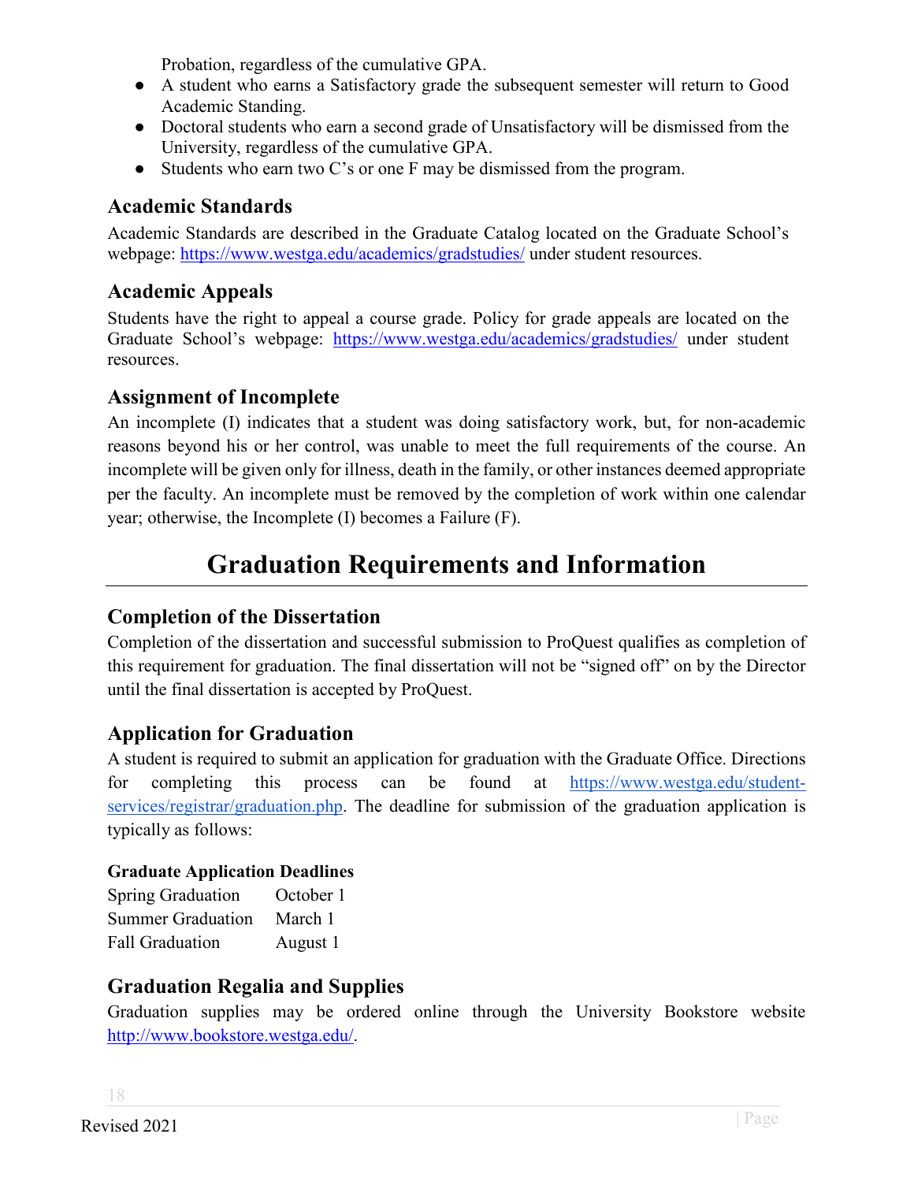Probation, regardless of the cumulative GPA.

- A student who earns a Satisfactory grade the subsequent semester will return to Good Academic Standing.
- Doctoral students who earn a second grade of Unsatisfactory will be dismissed from the University, regardless of the cumulative GPA.
- Students who earn two C's or one F may be dismissed from the program.

### Academic Standards

Academic Standards are described in the Graduate Catalog located on the Graduate School's webpage: https://www.westga.edu/academics/gradstudies/ under student resources.

### Academic Appeals

Students have the right to appeal a course grade. Policy for grade appeals are located on the Graduate School's webpage: https://www.westga.edu/academics/gradstudies/ under student resources.

### Assignment of Incomplete

An incomplete (I) indicates that a student was doing satisfactory work, but, for non-academic reasons beyond his or her control, was unable to meet the full requirements of the course. An incomplete will be given only for illness, death in the family, or other instances deemed appropriate per the faculty. An incomplete must be removed by the completion of work within one calendar year; otherwise, the Incomplete (I) becomes a Failure (F).

## Graduation Requirements and Information

### Completion of the Dissertation

Completion of the dissertation and successful submission to ProQuest qualifies as completion of this requirement for graduation. The final dissertation will not be "signed off" on by the Director until the final dissertation is accepted by ProQuest.

### Application for Graduation

A student is required to submit an application for graduation with the Graduate Office. Directions for completing this process can be found at https://www.westga.edu/student-services/registrar/graduation.php. The deadline for submission of the graduation application is typically as follows:

**Graduate Application Deadlines**

| | |
|---|---|
| Spring Graduation | October 1 |
| Summer Graduation | March 1 |
| Fall Graduation | August 1 |

### Graduation Regalia and Supplies

Graduation supplies may be ordered online through the University Bookstore website http://www.bookstore.westga.edu/.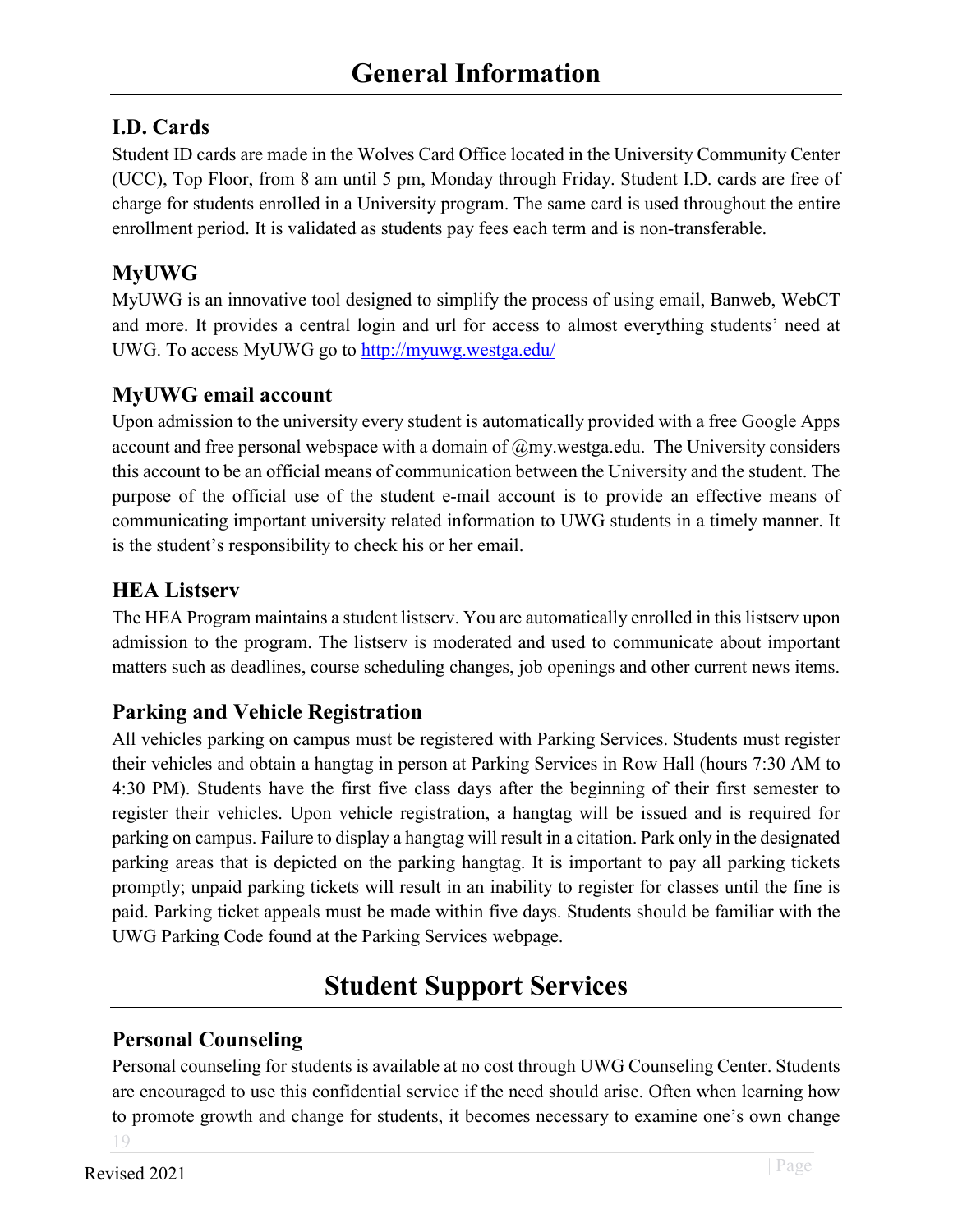# General Information

## I.D. Cards

Student ID cards are made in the Wolves Card Office located in the University Community Center (UCC), Top Floor, from 8 am until 5 pm, Monday through Friday. Student I.D. cards are free of charge for students enrolled in a University program. The same card is used throughout the entire enrollment period. It is validated as students pay fees each term and is non-transferable.

## MyUWG

MyUWG is an innovative tool designed to simplify the process of using email, Banweb, WebCT and more. It provides a central login and url for access to almost everything students' need at UWG. To access MyUWG go to [http://myuwg.westga.edu/](http://myuwg.westga.edu/)

## MyUWG email account

Upon admission to the university every student is automatically provided with a free Google Apps account and free personal webspace with a domain of @my.westga.edu. The University considers this account to be an official means of communication between the University and the student. The purpose of the official use of the student e-mail account is to provide an effective means of communicating important university related information to UWG students in a timely manner. It is the student's responsibility to check his or her email.

## HEA Listserv

The HEA Program maintains a student listserv. You are automatically enrolled in this listserv upon admission to the program. The listserv is moderated and used to communicate about important matters such as deadlines, course scheduling changes, job openings and other current news items.

## Parking and Vehicle Registration

All vehicles parking on campus must be registered with Parking Services. Students must register their vehicles and obtain a hangtag in person at Parking Services in Row Hall (hours 7:30 AM to 4:30 PM). Students have the first five class days after the beginning of their first semester to register their vehicles. Upon vehicle registration, a hangtag will be issued and is required for parking on campus. Failure to display a hangtag will result in a citation. Park only in the designated parking areas that is depicted on the parking hangtag. It is important to pay all parking tickets promptly; unpaid parking tickets will result in an inability to register for classes until the fine is paid. Parking ticket appeals must be made within five days. Students should be familiar with the UWG Parking Code found at the Parking Services webpage.

# Student Support Services

## Personal Counseling

Personal counseling for students is available at no cost through UWG Counseling Center. Students are encouraged to use this confidential service if the need should arise. Often when learning how to promote growth and change for students, it becomes necessary to examine one's own change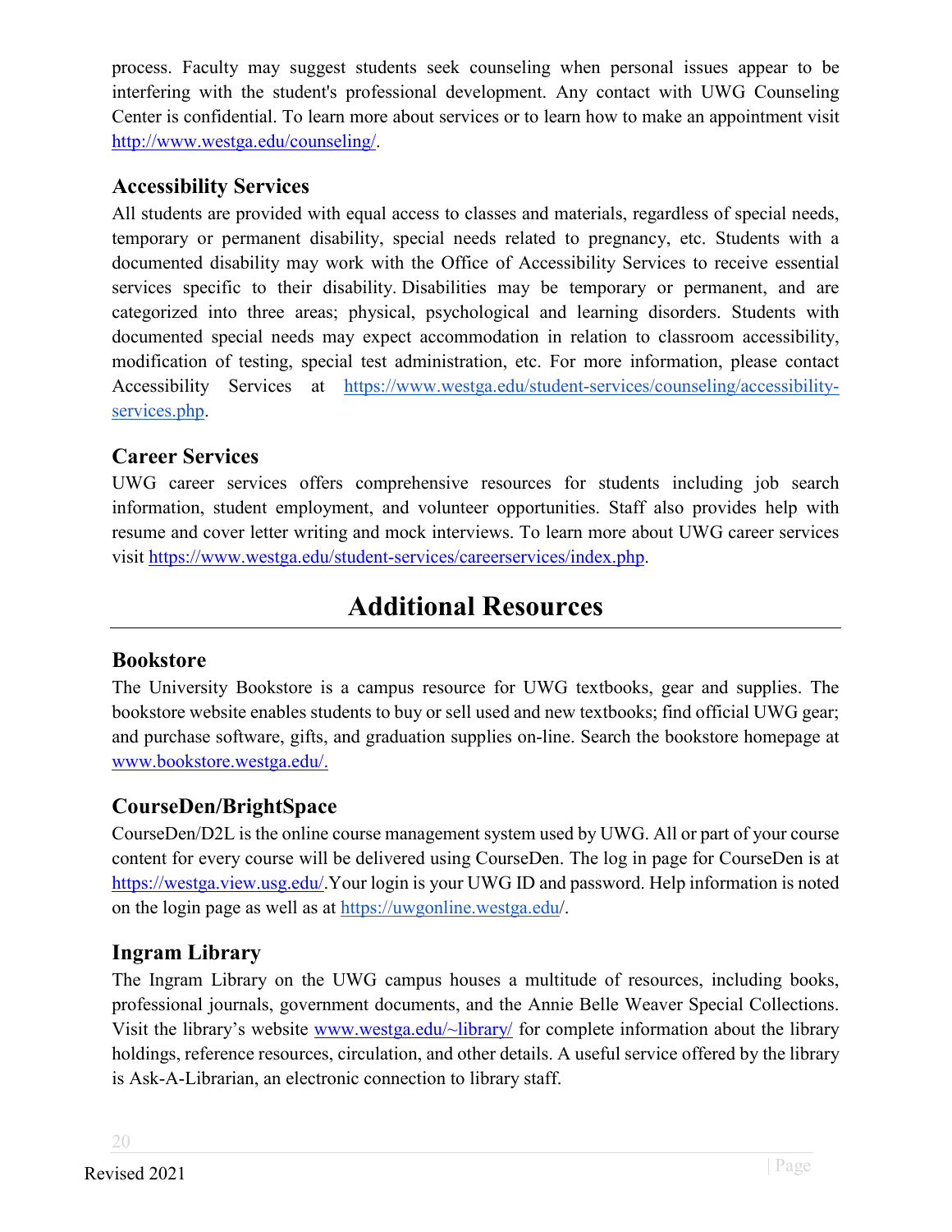process. Faculty may suggest students seek counseling when personal issues appear to be interfering with the student's professional development. Any contact with UWG Counseling Center is confidential. To learn more about services or to learn how to make an appointment visit http://www.westga.edu/counseling/.

### Accessibility Services

All students are provided with equal access to classes and materials, regardless of special needs, temporary or permanent disability, special needs related to pregnancy, etc. Students with a documented disability may work with the Office of Accessibility Services to receive essential services specific to their disability. Disabilities may be temporary or permanent, and are categorized into three areas; physical, psychological and learning disorders. Students with documented special needs may expect accommodation in relation to classroom accessibility, modification of testing, special test administration, etc. For more information, please contact Accessibility Services at https://www.westga.edu/student-services/counseling/accessibility-services.php.

### Career Services

UWG career services offers comprehensive resources for students including job search information, student employment, and volunteer opportunities. Staff also provides help with resume and cover letter writing and mock interviews. To learn more about UWG career services visit https://www.westga.edu/student-services/careerservices/index.php.

## Additional Resources

### Bookstore

The University Bookstore is a campus resource for UWG textbooks, gear and supplies. The bookstore website enables students to buy or sell used and new textbooks; find official UWG gear; and purchase software, gifts, and graduation supplies on-line. Search the bookstore homepage at www.bookstore.westga.edu/.

### CourseDen/BrightSpace

CourseDen/D2L is the online course management system used by UWG. All or part of your course content for every course will be delivered using CourseDen. The log in page for CourseDen is at https://westga.view.usg.edu/.Your login is your UWG ID and password. Help information is noted on the login page as well as at https://uwgonline.westga.edu/.

### Ingram Library

The Ingram Library on the UWG campus houses a multitude of resources, including books, professional journals, government documents, and the Annie Belle Weaver Special Collections. Visit the library's website www.westga.edu/~library/ for complete information about the library holdings, reference resources, circulation, and other details. A useful service offered by the library is Ask-A-Librarian, an electronic connection to library staff.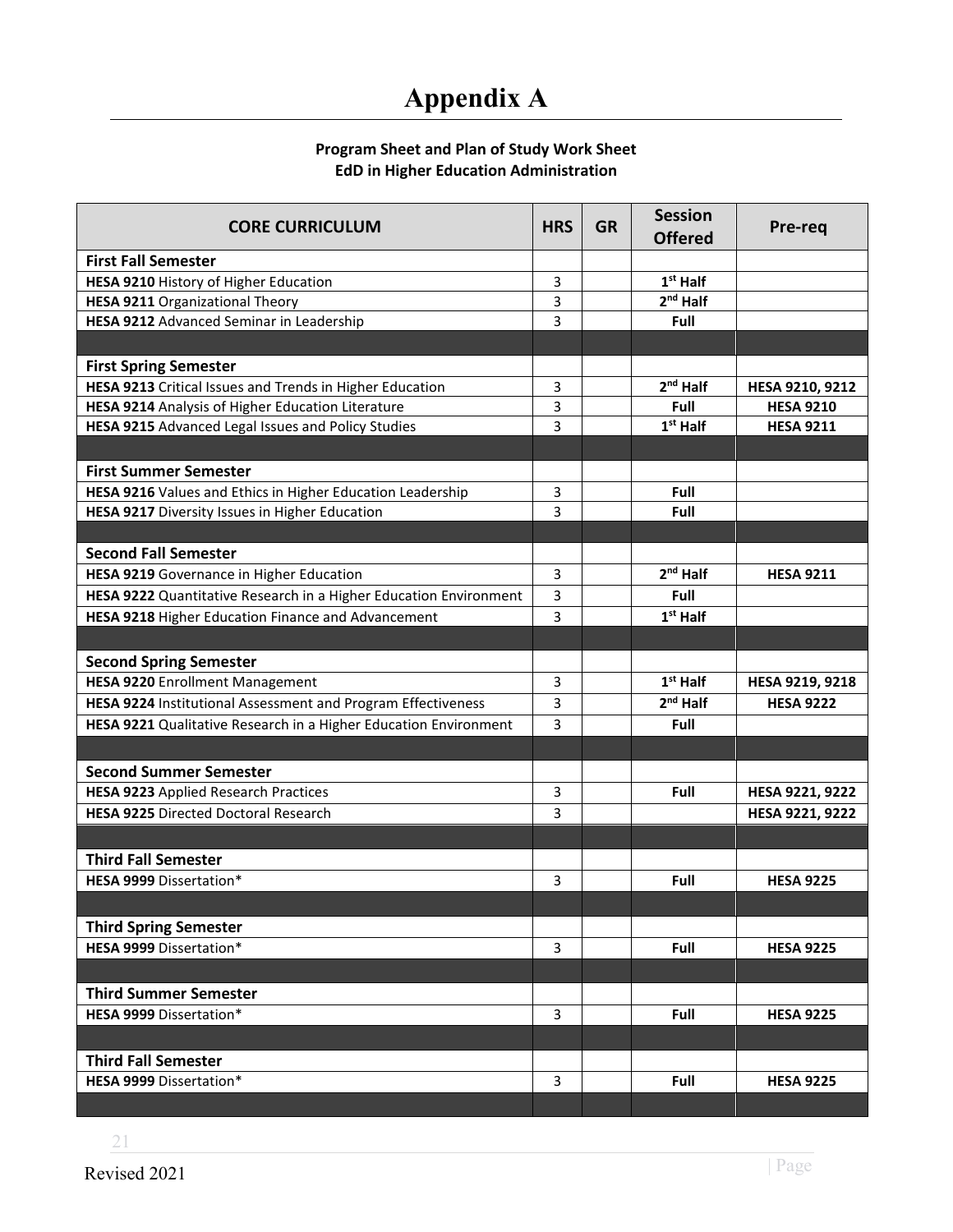# Appendix A

**Program Sheet and Plan of Study Work Sheet**
**EdD in Higher Education Administration**

| CORE CURRICULUM | HRS | GR | Session Offered | Pre-req |
|---|---|---|---|---|
| **First Fall Semester** | | | | |
| **HESA 9210** History of Higher Education | 3 | | **1st Half** | |
| **HESA 9211** Organizational Theory | 3 | | **2nd Half** | |
| **HESA 9212** Advanced Seminar in Leadership | 3 | | **Full** | |
| | | | | |
| **First Spring Semester** | | | | |
| **HESA 9213** Critical Issues and Trends in Higher Education | 3 | | **2nd Half** | **HESA 9210, 9212** |
| **HESA 9214** Analysis of Higher Education Literature | 3 | | **Full** | **HESA 9210** |
| **HESA 9215** Advanced Legal Issues and Policy Studies | 3 | | **1st Half** | **HESA 9211** |
| | | | | |
| **First Summer Semester** | | | | |
| **HESA 9216** Values and Ethics in Higher Education Leadership | 3 | | **Full** | |
| **HESA 9217** Diversity Issues in Higher Education | 3 | | **Full** | |
| | | | | |
| **Second Fall Semester** | | | | |
| **HESA 9219** Governance in Higher Education | 3 | | **2nd Half** | **HESA 9211** |
| **HESA 9222** Quantitative Research in a Higher Education Environment | 3 | | **Full** | |
| **HESA 9218** Higher Education Finance and Advancement | 3 | | **1st Half** | |
| | | | | |
| **Second Spring Semester** | | | | |
| **HESA 9220** Enrollment Management | 3 | | **1st Half** | **HESA 9219, 9218** |
| **HESA 9224** Institutional Assessment and Program Effectiveness | 3 | | **2nd Half** | **HESA 9222** |
| **HESA 9221** Qualitative Research in a Higher Education Environment | 3 | | **Full** | |
| | | | | |
| **Second Summer Semester** | | | | |
| **HESA 9223** Applied Research Practices | 3 | | **Full** | **HESA 9221, 9222** |
| **HESA 9225** Directed Doctoral Research | 3 | | | **HESA 9221, 9222** |
| | | | | |
| **Third Fall Semester** | | | | |
| **HESA 9999** Dissertation* | 3 | | **Full** | **HESA 9225** |
| | | | | |
| **Third Spring Semester** | | | | |
| **HESA 9999** Dissertation* | 3 | | **Full** | **HESA 9225** |
| | | | | |
| **Third Summer Semester** | | | | |
| **HESA 9999** Dissertation* | 3 | | **Full** | **HESA 9225** |
| | | | | |
| **Third Fall Semester** | | | | |
| **HESA 9999** Dissertation* | 3 | | **Full** | **HESA 9225** |
| | | | | |

Revised 2021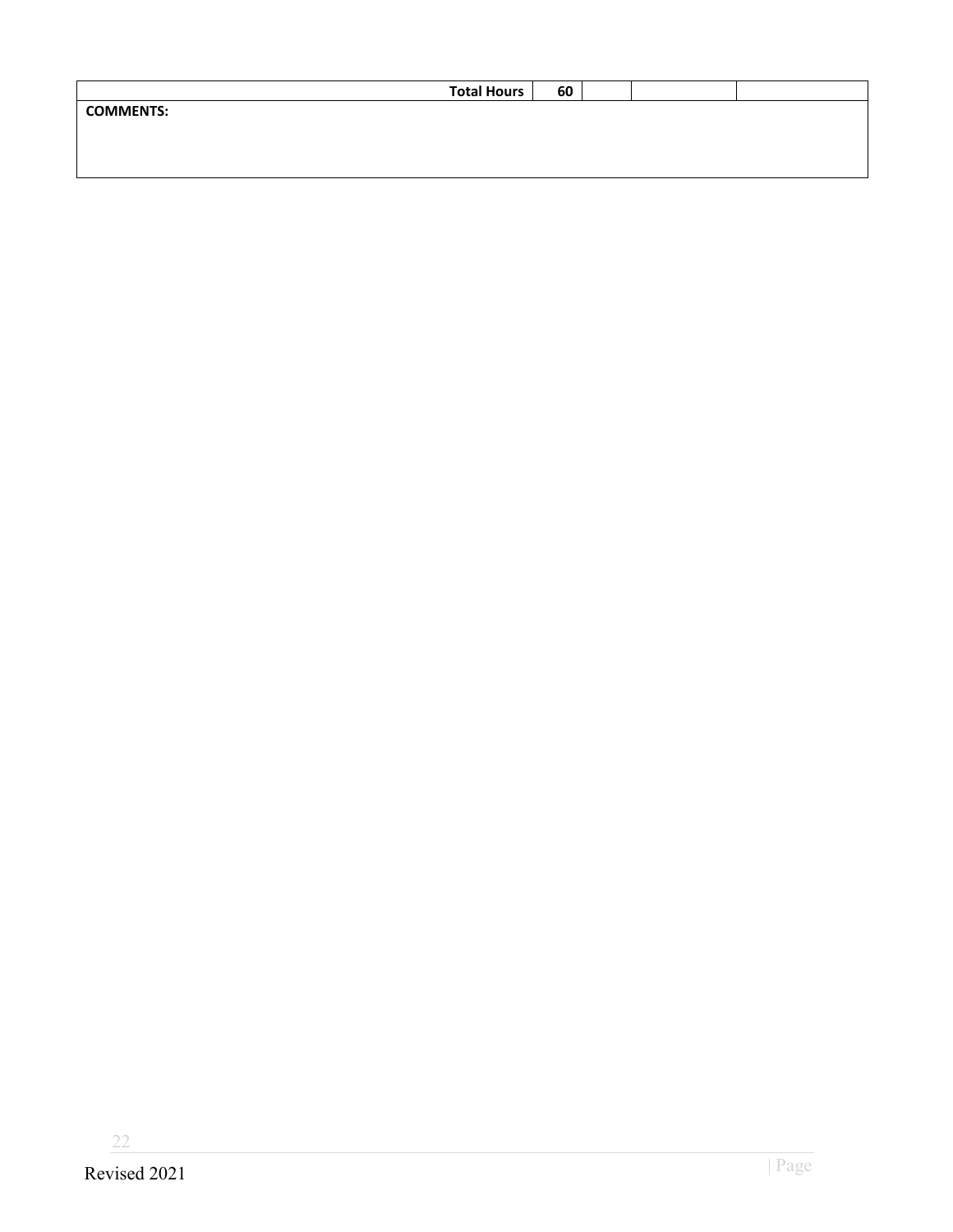| Total Hours | 60 | | | |
|---|---|---|---|---|
| **COMMENTS:** | | | | |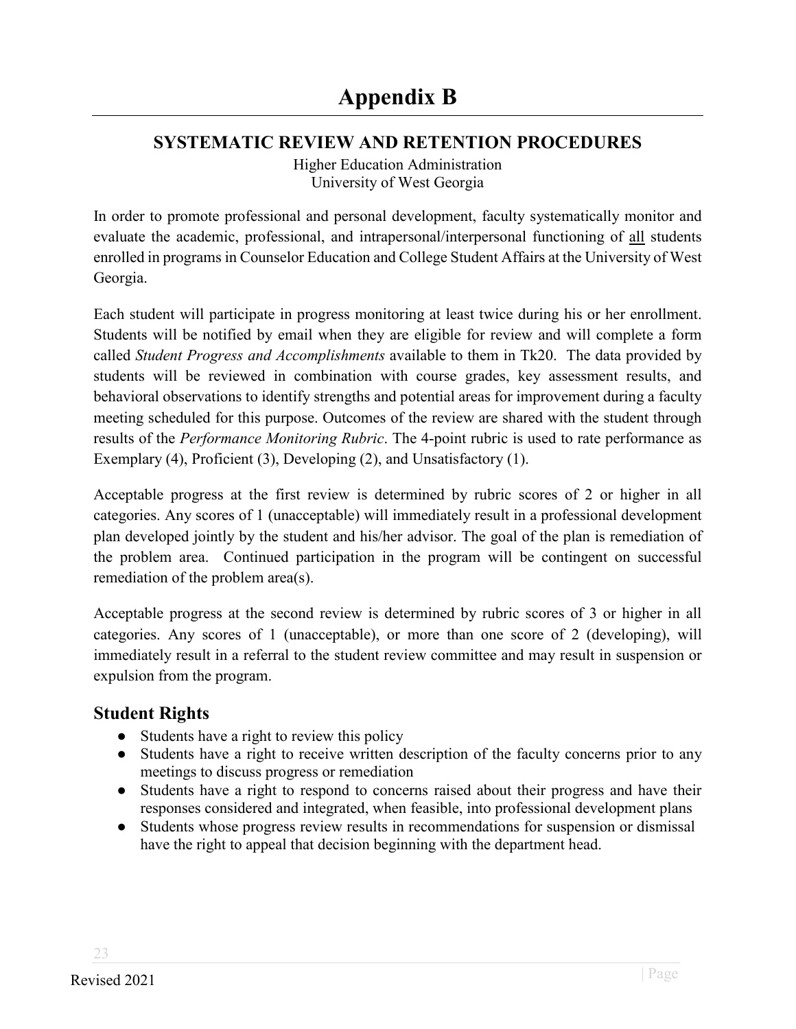# Appendix B

## SYSTEMATIC REVIEW AND RETENTION PROCEDURES

Higher Education Administration
University of West Georgia

In order to promote professional and personal development, faculty systematically monitor and evaluate the academic, professional, and intrapersonal/interpersonal functioning of all students enrolled in programs in Counselor Education and College Student Affairs at the University of West Georgia.

Each student will participate in progress monitoring at least twice during his or her enrollment. Students will be notified by email when they are eligible for review and will complete a form called *Student Progress and Accomplishments* available to them in Tk20. The data provided by students will be reviewed in combination with course grades, key assessment results, and behavioral observations to identify strengths and potential areas for improvement during a faculty meeting scheduled for this purpose. Outcomes of the review are shared with the student through results of the *Performance Monitoring Rubric*. The 4-point rubric is used to rate performance as Exemplary (4), Proficient (3), Developing (2), and Unsatisfactory (1).

Acceptable progress at the first review is determined by rubric scores of 2 or higher in all categories. Any scores of 1 (unacceptable) will immediately result in a professional development plan developed jointly by the student and his/her advisor. The goal of the plan is remediation of the problem area. Continued participation in the program will be contingent on successful remediation of the problem area(s).

Acceptable progress at the second review is determined by rubric scores of 3 or higher in all categories. Any scores of 1 (unacceptable), or more than one score of 2 (developing), will immediately result in a referral to the student review committee and may result in suspension or expulsion from the program.

## Student Rights

- Students have a right to review this policy
- Students have a right to receive written description of the faculty concerns prior to any meetings to discuss progress or remediation
- Students have a right to respond to concerns raised about their progress and have their responses considered and integrated, when feasible, into professional development plans
- Students whose progress review results in recommendations for suspension or dismissal have the right to appeal that decision beginning with the department head.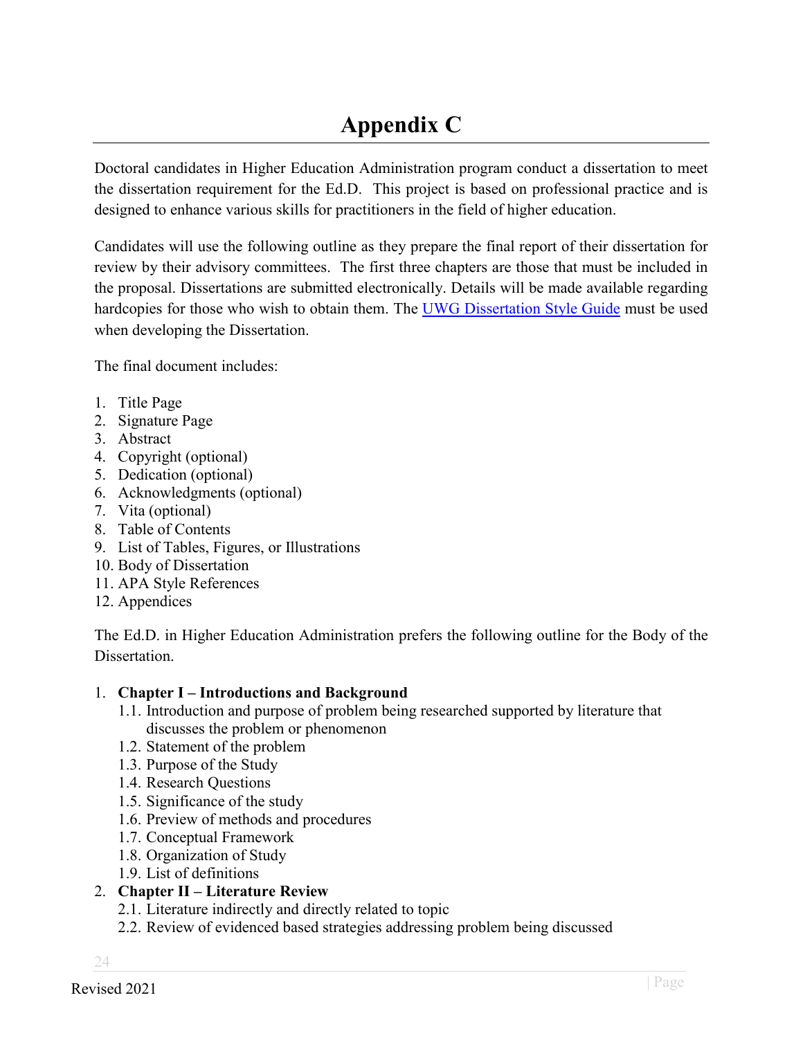# Appendix C

Doctoral candidates in Higher Education Administration program conduct a dissertation to meet the dissertation requirement for the Ed.D. This project is based on professional practice and is designed to enhance various skills for practitioners in the field of higher education.

Candidates will use the following outline as they prepare the final report of their dissertation for review by their advisory committees. The first three chapters are those that must be included in the proposal. Dissertations are submitted electronically. Details will be made available regarding hardcopies for those who wish to obtain them. The UWG Dissertation Style Guide must be used when developing the Dissertation.

The final document includes:

1. Title Page
2. Signature Page
3. Abstract
4. Copyright (optional)
5. Dedication (optional)
6. Acknowledgments (optional)
7. Vita (optional)
8. Table of Contents
9. List of Tables, Figures, or Illustrations
10. Body of Dissertation
11. APA Style References
12. Appendices

The Ed.D. in Higher Education Administration prefers the following outline for the Body of the Dissertation.

1. **Chapter I – Introductions and Background**
   - 1.1. Introduction and purpose of problem being researched supported by literature that discusses the problem or phenomenon
   - 1.2. Statement of the problem
   - 1.3. Purpose of the Study
   - 1.4. Research Questions
   - 1.5. Significance of the study
   - 1.6. Preview of methods and procedures
   - 1.7. Conceptual Framework
   - 1.8. Organization of Study
   - 1.9. List of definitions
2. **Chapter II – Literature Review**
   - 2.1. Literature indirectly and directly related to topic
   - 2.2. Review of evidenced based strategies addressing problem being discussed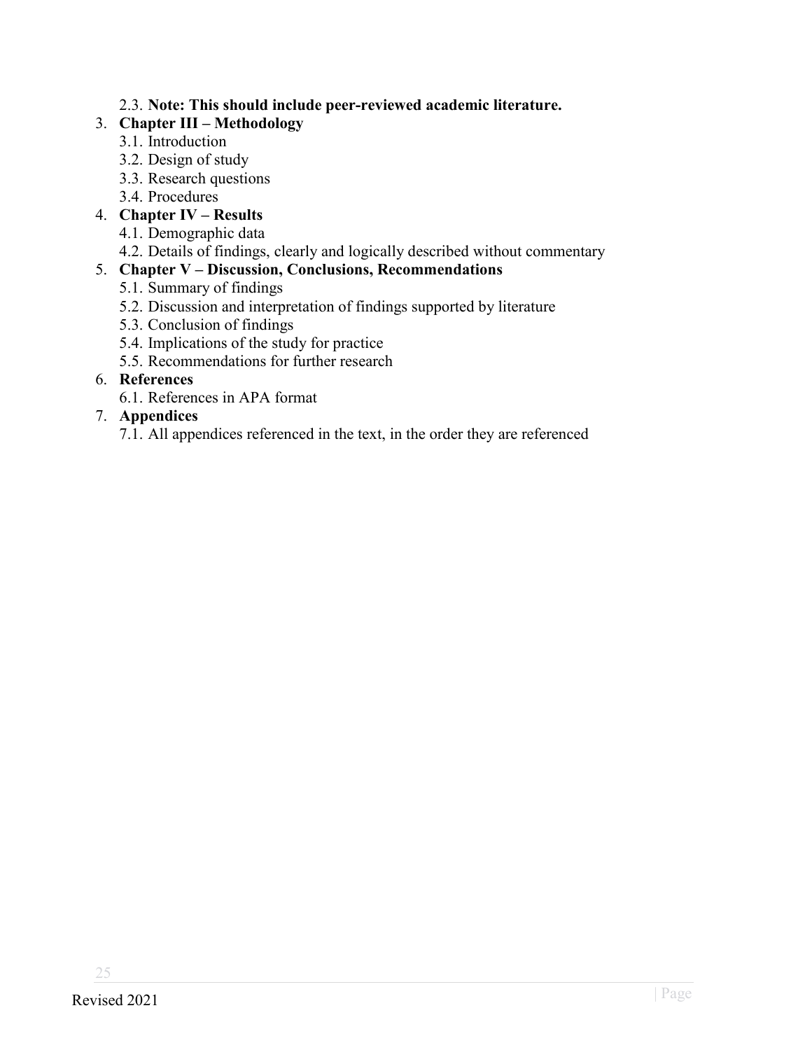2.3. **Note: This should include peer-reviewed academic literature.**

3. **Chapter III – Methodology**
   3.1. Introduction
   3.2. Design of study
   3.3. Research questions
   3.4. Procedures
4. **Chapter IV – Results**
   4.1. Demographic data
   4.2. Details of findings, clearly and logically described without commentary
5. **Chapter V – Discussion, Conclusions, Recommendations**
   5.1. Summary of findings
   5.2. Discussion and interpretation of findings supported by literature
   5.3. Conclusion of findings
   5.4. Implications of the study for practice
   5.5. Recommendations for further research
6. **References**
   6.1. References in APA format
7. **Appendices**
   7.1. All appendices referenced in the text, in the order they are referenced